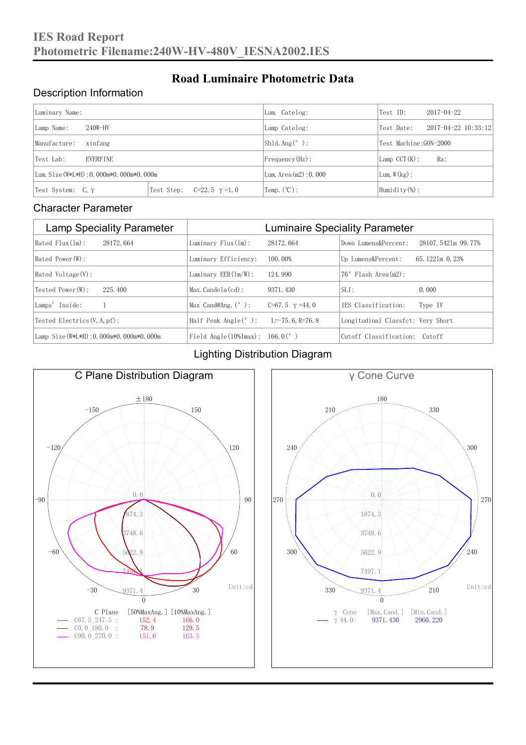# IES Road Report
## Photometric Filename:240W-HV-480V_IESNA2002.IES

# Road Luminaire Photometric Data

## Description Information

| Luminary Name: | | Lum. Catelog: | Test ID: 2017-04-22 |
|---|---|---|---|
| Lamp Name: 240W-HV | | Lamp Catelog: | Test Date: 2017-04-22 10:33:12 |
| Manufacture: xinfang | | Shld.Ang(°): | Test Machine:GON-2000 |
| Test Lab: EVERFINE | | Frequency(Hz): | Lamp CCT(K): Ra: |
| Lum.Size(W*L*H):0.000m*0.000m*0.000m | | Lum.Area(m2):0.000 | Lum.W(kg): |
| Test System: C, γ | Test Step: C=22.5 γ=1.0 | Temp.(℃): | Humidity(%): |

## Character Parameter

| Lamp Speciality Parameter | Luminaire Speciality Parameter | |
|---|---|---|
| Rated Flux(lm): 28172.664 | Luminary Flux(lm): 28172.664 | Down Lumens&Percent: 28107.5421m 99.77% |
| Rated Power(W): | Luminary Efficiency: 100.00% | Up Lumens&Percent: 65.1221m 0.23% |
| Rated Voltage(V): | Luminary EER(lm/W): 124.990 | 76° Flash Area(m2): |
| Tested Power(W): 225.400 | Max.Candela(cd): 9371.430 | SLI: 0.000 |
| Lamps' Inside: 1 | Max Cand@Ang.(°): C=67.5 γ=44.0 | IES Classification: Type IV |
| Tested Electrics(V,A,pf): | Half Peak Angle(°): L=-75.6, R=76.8 | Longitudinal Classfct: Very Short |
| Lamp Size(W*L*H):0.000m*0.000m*0.000m | Field Angle(10%Imax): 166.0(°) | Cutoff Classification: Cutoff |

## Lighting Distribution Diagram

### C Plane Distribution Diagram

Unit:cd

| C Plane | [50%MaxAng.] | [10%MaxAng.] |
|---|---|---|
| C67.5_247.5 : | 152.4 | 166.0 |
| C0.0_180.0 : | 78.9 | 129.5 |
| C90.0_270.0 : | 151.6 | 163.3 |

### γ Cone Curve

Unit:cd

| γ Cone | [Max.Cand.] | [Min.Cand.] |
|---|---|---|
| γ 44.0: | 9371.430 | 2960.220 |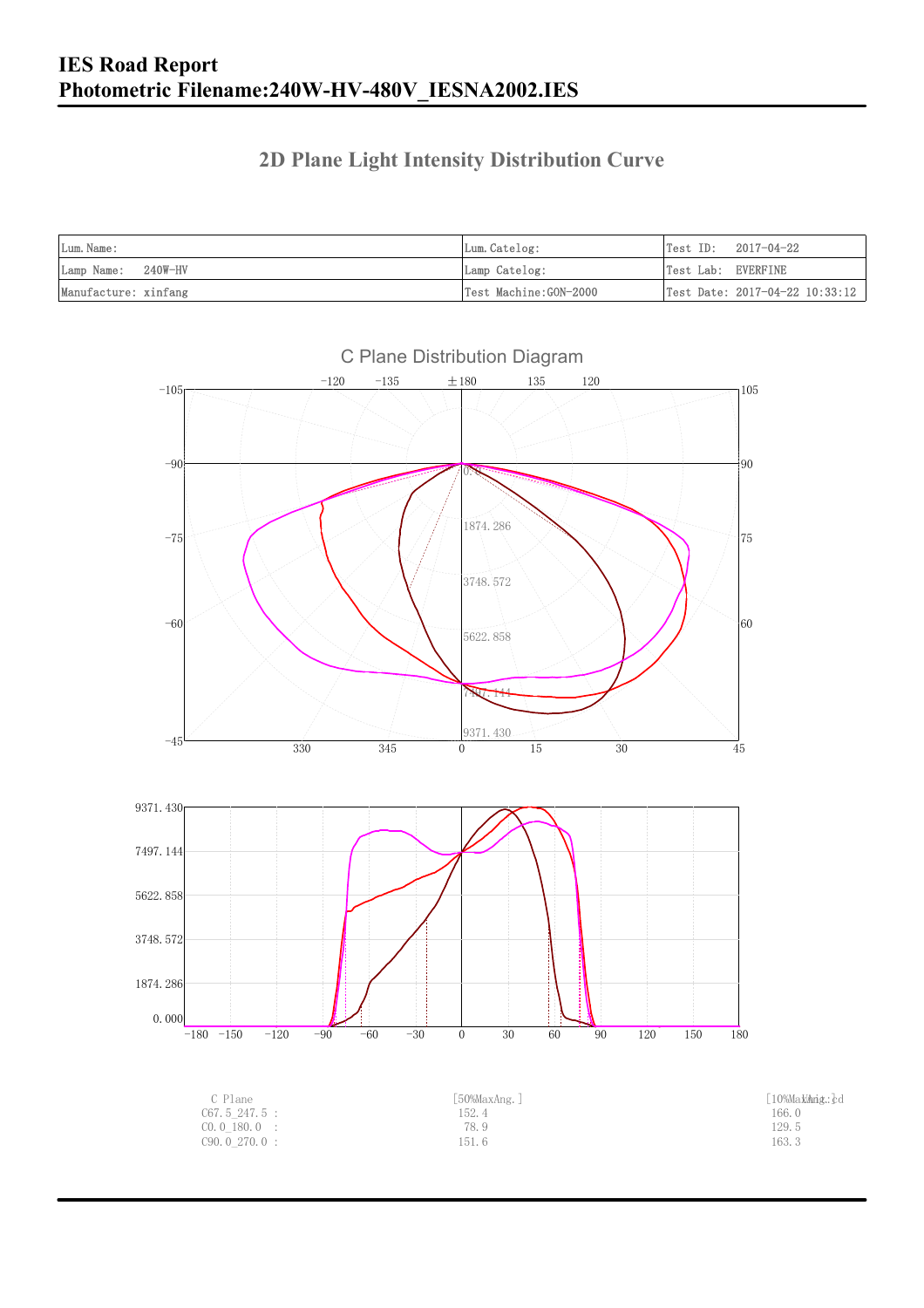# IES Road Report

# Photometric Filename:240W-HV-480V_IESNA2002.IES

## 2D Plane Light Intensity Distribution Curve

| Lum.Name: | Lum.Catelog: | Test ID: 2017-04-22 |
|---|---|---|
| Lamp Name: 240W-HV | Lamp Catelog: | Test Lab: EVERFINE |
| Manufacture: xinfang | Test Machine:GON-2000 | Test Date: 2017-04-22 10:33:12 |

C Plane Distribution Diagram

| C Plane | [50%MaxAng.] | [10%MaxAng.] |
|---|---|---|
| C67.5_247.5 : | 152.4 | 166.0 |
| C0.0_180.0 : | 78.9 | 129.5 |
| C90.0_270.0 : | 151.6 | 163.3 |

Unit: cd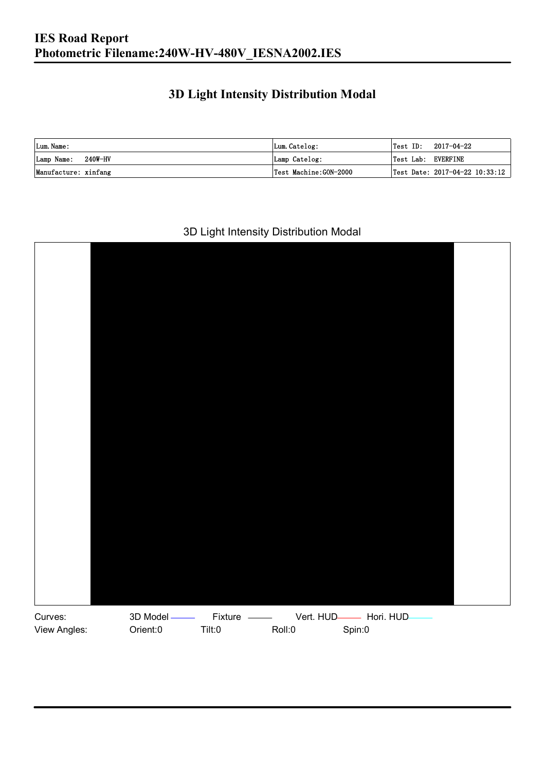# IES Road Report
# Photometric Filename:240W-HV-480V_IESNA2002.IES

## 3D Light Intensity Distribution Modal

| Lum. Name: | Lum. Catelog: | Test ID: 2017-04-22 |
|---|---|---|
| Lamp Name: 240W-HV | Lamp Catelog: | Test Lab: EVERFINE |
| Manufacture: xinfang | Test Machine:GON-2000 | Test Date: 2017-04-22 10:33:12 |

3D Light Intensity Distribution Modal

Curves: 3D Model Fixture Vert. HUD Hori. HUD

View Angles: Orient:0 Tilt:0 Roll:0 Spin:0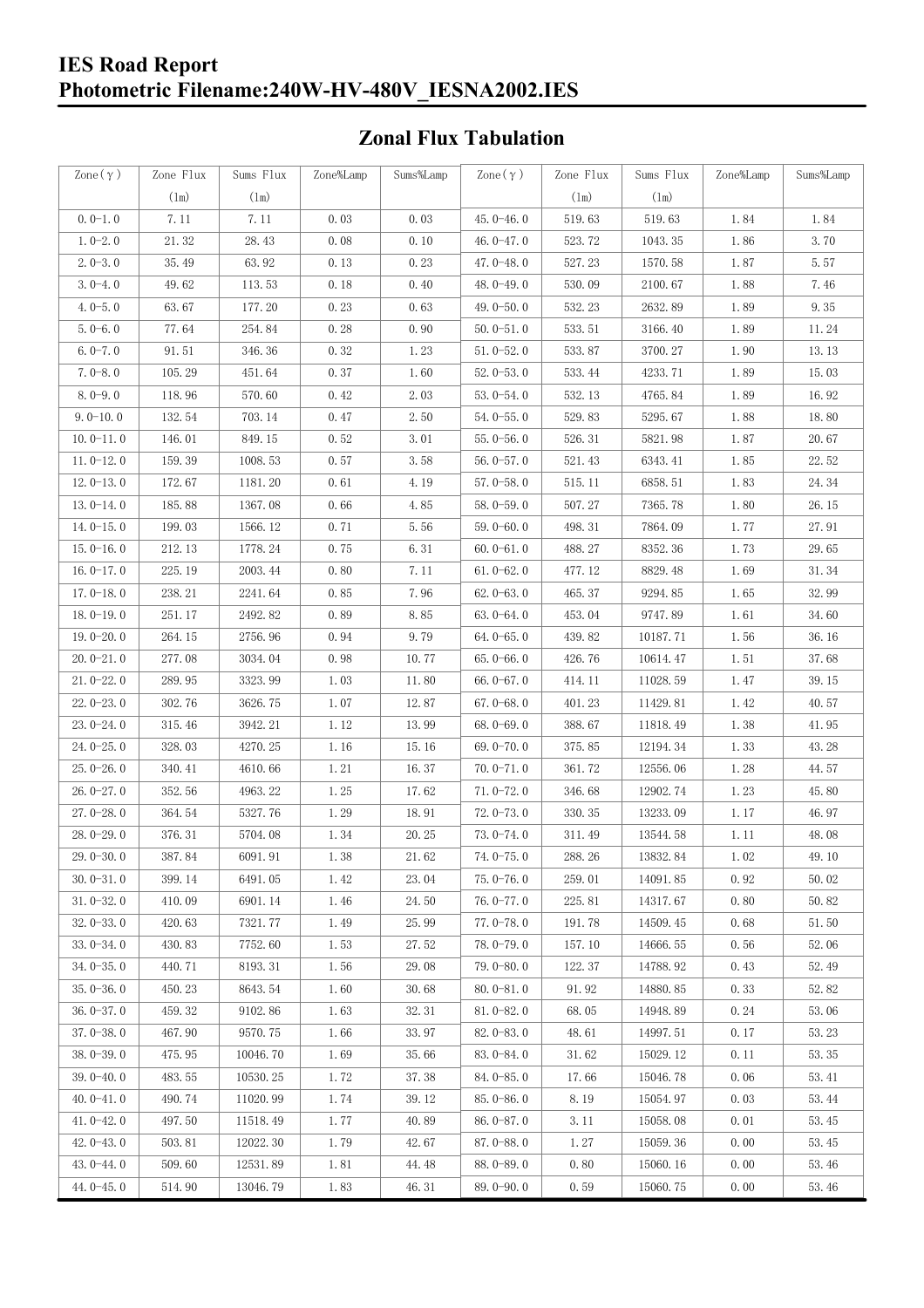# IES Road Report
# Photometric Filename:240W-HV-480V_IESNA2002.IES

## Zonal Flux Tabulation

| Zone(γ) | Zone Flux (lm) | Sums Flux (lm) | Zone%Lamp | Sums%Lamp | Zone(γ) | Zone Flux (lm) | Sums Flux (lm) | Zone%Lamp | Sums%Lamp |
|---|---|---|---|---|---|---|---|---|---|
| 0.0-1.0 | 7.11 | 7.11 | 0.03 | 0.03 | 45.0-46.0 | 519.63 | 519.63 | 1.84 | 1.84 |
| 1.0-2.0 | 21.32 | 28.43 | 0.08 | 0.10 | 46.0-47.0 | 523.72 | 1043.35 | 1.86 | 3.70 |
| 2.0-3.0 | 35.49 | 63.92 | 0.13 | 0.23 | 47.0-48.0 | 527.23 | 1570.58 | 1.87 | 5.57 |
| 3.0-4.0 | 49.62 | 113.53 | 0.18 | 0.40 | 48.0-49.0 | 530.09 | 2100.67 | 1.88 | 7.46 |
| 4.0-5.0 | 63.67 | 177.20 | 0.23 | 0.63 | 49.0-50.0 | 532.23 | 2632.89 | 1.89 | 9.35 |
| 5.0-6.0 | 77.64 | 254.84 | 0.28 | 0.90 | 50.0-51.0 | 533.51 | 3166.40 | 1.89 | 11.24 |
| 6.0-7.0 | 91.51 | 346.36 | 0.32 | 1.23 | 51.0-52.0 | 533.87 | 3700.27 | 1.90 | 13.13 |
| 7.0-8.0 | 105.29 | 451.64 | 0.37 | 1.60 | 52.0-53.0 | 533.44 | 4233.71 | 1.89 | 15.03 |
| 8.0-9.0 | 118.96 | 570.60 | 0.42 | 2.03 | 53.0-54.0 | 532.13 | 4765.84 | 1.89 | 16.92 |
| 9.0-10.0 | 132.54 | 703.14 | 0.47 | 2.50 | 54.0-55.0 | 529.83 | 5295.67 | 1.88 | 18.80 |
| 10.0-11.0 | 146.01 | 849.15 | 0.52 | 3.01 | 55.0-56.0 | 526.31 | 5821.98 | 1.87 | 20.67 |
| 11.0-12.0 | 159.39 | 1008.53 | 0.57 | 3.58 | 56.0-57.0 | 521.43 | 6343.41 | 1.85 | 22.52 |
| 12.0-13.0 | 172.67 | 1181.20 | 0.61 | 4.19 | 57.0-58.0 | 515.11 | 6858.51 | 1.83 | 24.34 |
| 13.0-14.0 | 185.88 | 1367.08 | 0.66 | 4.85 | 58.0-59.0 | 507.27 | 7365.78 | 1.80 | 26.15 |
| 14.0-15.0 | 199.03 | 1566.12 | 0.71 | 5.56 | 59.0-60.0 | 498.31 | 7864.09 | 1.77 | 27.91 |
| 15.0-16.0 | 212.13 | 1778.24 | 0.75 | 6.31 | 60.0-61.0 | 488.27 | 8352.36 | 1.73 | 29.65 |
| 16.0-17.0 | 225.19 | 2003.44 | 0.80 | 7.11 | 61.0-62.0 | 477.12 | 8829.48 | 1.69 | 31.34 |
| 17.0-18.0 | 238.21 | 2241.64 | 0.85 | 7.96 | 62.0-63.0 | 465.37 | 9294.85 | 1.65 | 32.99 |
| 18.0-19.0 | 251.17 | 2492.82 | 0.89 | 8.85 | 63.0-64.0 | 453.04 | 9747.89 | 1.61 | 34.60 |
| 19.0-20.0 | 264.15 | 2756.96 | 0.94 | 9.79 | 64.0-65.0 | 439.82 | 10187.71 | 1.56 | 36.16 |
| 20.0-21.0 | 277.08 | 3034.04 | 0.98 | 10.77 | 65.0-66.0 | 426.76 | 10614.47 | 1.51 | 37.68 |
| 21.0-22.0 | 289.95 | 3323.99 | 1.03 | 11.80 | 66.0-67.0 | 414.11 | 11028.59 | 1.47 | 39.15 |
| 22.0-23.0 | 302.76 | 3626.75 | 1.07 | 12.87 | 67.0-68.0 | 401.23 | 11429.81 | 1.42 | 40.57 |
| 23.0-24.0 | 315.46 | 3942.21 | 1.12 | 13.99 | 68.0-69.0 | 388.67 | 11818.49 | 1.38 | 41.95 |
| 24.0-25.0 | 328.03 | 4270.25 | 1.16 | 15.16 | 69.0-70.0 | 375.85 | 12194.34 | 1.33 | 43.28 |
| 25.0-26.0 | 340.41 | 4610.66 | 1.21 | 16.37 | 70.0-71.0 | 361.72 | 12556.06 | 1.28 | 44.57 |
| 26.0-27.0 | 352.56 | 4963.22 | 1.25 | 17.62 | 71.0-72.0 | 346.68 | 12902.74 | 1.23 | 45.80 |
| 27.0-28.0 | 364.54 | 5327.76 | 1.29 | 18.91 | 72.0-73.0 | 330.35 | 13233.09 | 1.17 | 46.97 |
| 28.0-29.0 | 376.31 | 5704.08 | 1.34 | 20.25 | 73.0-74.0 | 311.49 | 13544.58 | 1.11 | 48.08 |
| 29.0-30.0 | 387.84 | 6091.91 | 1.38 | 21.62 | 74.0-75.0 | 288.26 | 13832.84 | 1.02 | 49.10 |
| 30.0-31.0 | 399.14 | 6491.05 | 1.42 | 23.04 | 75.0-76.0 | 259.01 | 14091.85 | 0.92 | 50.02 |
| 31.0-32.0 | 410.09 | 6901.14 | 1.46 | 24.50 | 76.0-77.0 | 225.81 | 14317.67 | 0.80 | 50.82 |
| 32.0-33.0 | 420.63 | 7321.77 | 1.49 | 25.99 | 77.0-78.0 | 191.78 | 14509.45 | 0.68 | 51.50 |
| 33.0-34.0 | 430.83 | 7752.60 | 1.53 | 27.52 | 78.0-79.0 | 157.10 | 14666.55 | 0.56 | 52.06 |
| 34.0-35.0 | 440.71 | 8193.31 | 1.56 | 29.08 | 79.0-80.0 | 122.37 | 14788.92 | 0.43 | 52.49 |
| 35.0-36.0 | 450.23 | 8643.54 | 1.60 | 30.68 | 80.0-81.0 | 91.92 | 14880.85 | 0.33 | 52.82 |
| 36.0-37.0 | 459.32 | 9102.86 | 1.63 | 32.31 | 81.0-82.0 | 68.05 | 14948.89 | 0.24 | 53.06 |
| 37.0-38.0 | 467.90 | 9570.75 | 1.66 | 33.97 | 82.0-83.0 | 48.61 | 14997.51 | 0.17 | 53.23 |
| 38.0-39.0 | 475.95 | 10046.70 | 1.69 | 35.66 | 83.0-84.0 | 31.62 | 15029.12 | 0.11 | 53.35 |
| 39.0-40.0 | 483.55 | 10530.25 | 1.72 | 37.38 | 84.0-85.0 | 17.66 | 15046.78 | 0.06 | 53.41 |
| 40.0-41.0 | 490.74 | 11020.99 | 1.74 | 39.12 | 85.0-86.0 | 8.19 | 15054.97 | 0.03 | 53.44 |
| 41.0-42.0 | 497.50 | 11518.49 | 1.77 | 40.89 | 86.0-87.0 | 3.11 | 15058.08 | 0.01 | 53.45 |
| 42.0-43.0 | 503.81 | 12022.30 | 1.79 | 42.67 | 87.0-88.0 | 1.27 | 15059.36 | 0.00 | 53.45 |
| 43.0-44.0 | 509.60 | 12531.89 | 1.81 | 44.48 | 88.0-89.0 | 0.80 | 15060.16 | 0.00 | 53.46 |
| 44.0-45.0 | 514.90 | 13046.79 | 1.83 | 46.31 | 89.0-90.0 | 0.59 | 15060.75 | 0.00 | 53.46 |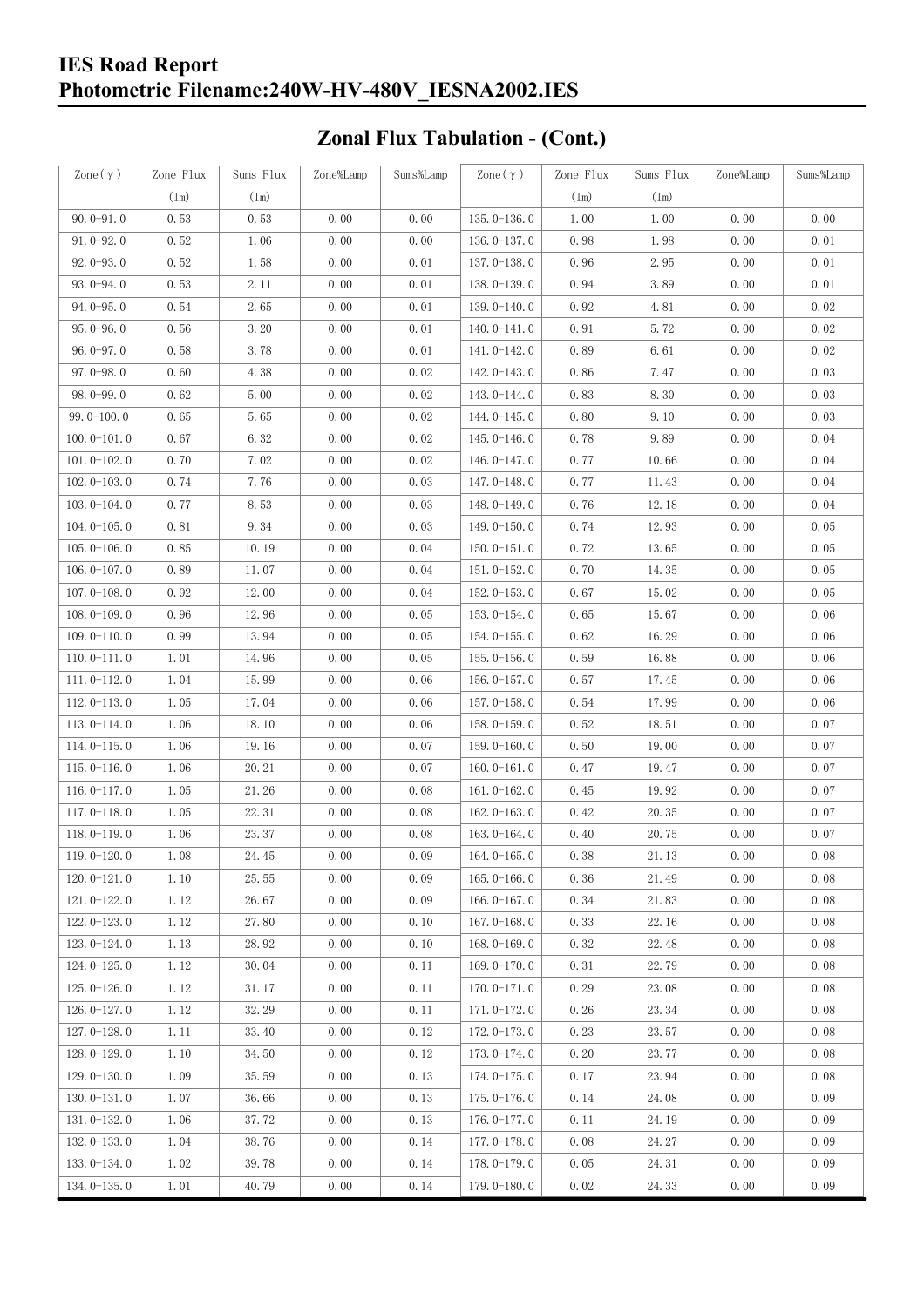## Zonal Flux Tabulation - (Cont.)

| Zone(γ) | Zone Flux (lm) | Sums Flux (lm) | Zone%Lamp | Sums%Lamp | Zone(γ) | Zone Flux (lm) | Sums Flux (lm) | Zone%Lamp | Sums%Lamp |
|---|---|---|---|---|---|---|---|---|---|
| 90.0-91.0 | 0.53 | 0.53 | 0.00 | 0.00 | 135.0-136.0 | 1.00 | 1.00 | 0.00 | 0.00 |
| 91.0-92.0 | 0.52 | 1.06 | 0.00 | 0.00 | 136.0-137.0 | 0.98 | 1.98 | 0.00 | 0.01 |
| 92.0-93.0 | 0.52 | 1.58 | 0.00 | 0.01 | 137.0-138.0 | 0.96 | 2.95 | 0.00 | 0.01 |
| 93.0-94.0 | 0.53 | 2.11 | 0.00 | 0.01 | 138.0-139.0 | 0.94 | 3.89 | 0.00 | 0.01 |
| 94.0-95.0 | 0.54 | 2.65 | 0.00 | 0.01 | 139.0-140.0 | 0.92 | 4.81 | 0.00 | 0.02 |
| 95.0-96.0 | 0.56 | 3.20 | 0.00 | 0.01 | 140.0-141.0 | 0.91 | 5.72 | 0.00 | 0.02 |
| 96.0-97.0 | 0.58 | 3.78 | 0.00 | 0.01 | 141.0-142.0 | 0.89 | 6.61 | 0.00 | 0.02 |
| 97.0-98.0 | 0.60 | 4.38 | 0.00 | 0.02 | 142.0-143.0 | 0.86 | 7.47 | 0.00 | 0.03 |
| 98.0-99.0 | 0.62 | 5.00 | 0.00 | 0.02 | 143.0-144.0 | 0.83 | 8.30 | 0.00 | 0.03 |
| 99.0-100.0 | 0.65 | 5.65 | 0.00 | 0.02 | 144.0-145.0 | 0.80 | 9.10 | 0.00 | 0.03 |
| 100.0-101.0 | 0.67 | 6.32 | 0.00 | 0.02 | 145.0-146.0 | 0.78 | 9.89 | 0.00 | 0.04 |
| 101.0-102.0 | 0.70 | 7.02 | 0.00 | 0.02 | 146.0-147.0 | 0.77 | 10.66 | 0.00 | 0.04 |
| 102.0-103.0 | 0.74 | 7.76 | 0.00 | 0.03 | 147.0-148.0 | 0.77 | 11.43 | 0.00 | 0.04 |
| 103.0-104.0 | 0.77 | 8.53 | 0.00 | 0.03 | 148.0-149.0 | 0.76 | 12.18 | 0.00 | 0.04 |
| 104.0-105.0 | 0.81 | 9.34 | 0.00 | 0.03 | 149.0-150.0 | 0.74 | 12.93 | 0.00 | 0.05 |
| 105.0-106.0 | 0.85 | 10.19 | 0.00 | 0.04 | 150.0-151.0 | 0.72 | 13.65 | 0.00 | 0.05 |
| 106.0-107.0 | 0.89 | 11.07 | 0.00 | 0.04 | 151.0-152.0 | 0.70 | 14.35 | 0.00 | 0.05 |
| 107.0-108.0 | 0.92 | 12.00 | 0.00 | 0.04 | 152.0-153.0 | 0.67 | 15.02 | 0.00 | 0.05 |
| 108.0-109.0 | 0.96 | 12.96 | 0.00 | 0.05 | 153.0-154.0 | 0.65 | 15.67 | 0.00 | 0.06 |
| 109.0-110.0 | 0.99 | 13.94 | 0.00 | 0.05 | 154.0-155.0 | 0.62 | 16.29 | 0.00 | 0.06 |
| 110.0-111.0 | 1.01 | 14.96 | 0.00 | 0.05 | 155.0-156.0 | 0.59 | 16.88 | 0.00 | 0.06 |
| 111.0-112.0 | 1.04 | 15.99 | 0.00 | 0.06 | 156.0-157.0 | 0.57 | 17.45 | 0.00 | 0.06 |
| 112.0-113.0 | 1.05 | 17.04 | 0.00 | 0.06 | 157.0-158.0 | 0.54 | 17.99 | 0.00 | 0.06 |
| 113.0-114.0 | 1.06 | 18.10 | 0.00 | 0.06 | 158.0-159.0 | 0.52 | 18.51 | 0.00 | 0.07 |
| 114.0-115.0 | 1.06 | 19.16 | 0.00 | 0.07 | 159.0-160.0 | 0.50 | 19.00 | 0.00 | 0.07 |
| 115.0-116.0 | 1.06 | 20.21 | 0.00 | 0.07 | 160.0-161.0 | 0.47 | 19.47 | 0.00 | 0.07 |
| 116.0-117.0 | 1.05 | 21.26 | 0.00 | 0.08 | 161.0-162.0 | 0.45 | 19.92 | 0.00 | 0.07 |
| 117.0-118.0 | 1.05 | 22.31 | 0.00 | 0.08 | 162.0-163.0 | 0.42 | 20.35 | 0.00 | 0.07 |
| 118.0-119.0 | 1.06 | 23.37 | 0.00 | 0.08 | 163.0-164.0 | 0.40 | 20.75 | 0.00 | 0.07 |
| 119.0-120.0 | 1.08 | 24.45 | 0.00 | 0.09 | 164.0-165.0 | 0.38 | 21.13 | 0.00 | 0.08 |
| 120.0-121.0 | 1.10 | 25.55 | 0.00 | 0.09 | 165.0-166.0 | 0.36 | 21.49 | 0.00 | 0.08 |
| 121.0-122.0 | 1.12 | 26.67 | 0.00 | 0.09 | 166.0-167.0 | 0.34 | 21.83 | 0.00 | 0.08 |
| 122.0-123.0 | 1.12 | 27.80 | 0.00 | 0.10 | 167.0-168.0 | 0.33 | 22.16 | 0.00 | 0.08 |
| 123.0-124.0 | 1.13 | 28.92 | 0.00 | 0.10 | 168.0-169.0 | 0.32 | 22.48 | 0.00 | 0.08 |
| 124.0-125.0 | 1.12 | 30.04 | 0.00 | 0.11 | 169.0-170.0 | 0.31 | 22.79 | 0.00 | 0.08 |
| 125.0-126.0 | 1.12 | 31.17 | 0.00 | 0.11 | 170.0-171.0 | 0.29 | 23.08 | 0.00 | 0.08 |
| 126.0-127.0 | 1.12 | 32.29 | 0.00 | 0.11 | 171.0-172.0 | 0.26 | 23.34 | 0.00 | 0.08 |
| 127.0-128.0 | 1.11 | 33.40 | 0.00 | 0.12 | 172.0-173.0 | 0.23 | 23.57 | 0.00 | 0.08 |
| 128.0-129.0 | 1.10 | 34.50 | 0.00 | 0.12 | 173.0-174.0 | 0.20 | 23.77 | 0.00 | 0.08 |
| 129.0-130.0 | 1.09 | 35.59 | 0.00 | 0.13 | 174.0-175.0 | 0.17 | 23.94 | 0.00 | 0.08 |
| 130.0-131.0 | 1.07 | 36.66 | 0.00 | 0.13 | 175.0-176.0 | 0.14 | 24.08 | 0.00 | 0.09 |
| 131.0-132.0 | 1.06 | 37.72 | 0.00 | 0.13 | 176.0-177.0 | 0.11 | 24.19 | 0.00 | 0.09 |
| 132.0-133.0 | 1.04 | 38.76 | 0.00 | 0.14 | 177.0-178.0 | 0.08 | 24.27 | 0.00 | 0.09 |
| 133.0-134.0 | 1.02 | 39.78 | 0.00 | 0.14 | 178.0-179.0 | 0.05 | 24.31 | 0.00 | 0.09 |
| 134.0-135.0 | 1.01 | 40.79 | 0.00 | 0.14 | 179.0-180.0 | 0.02 | 24.33 | 0.00 | 0.09 |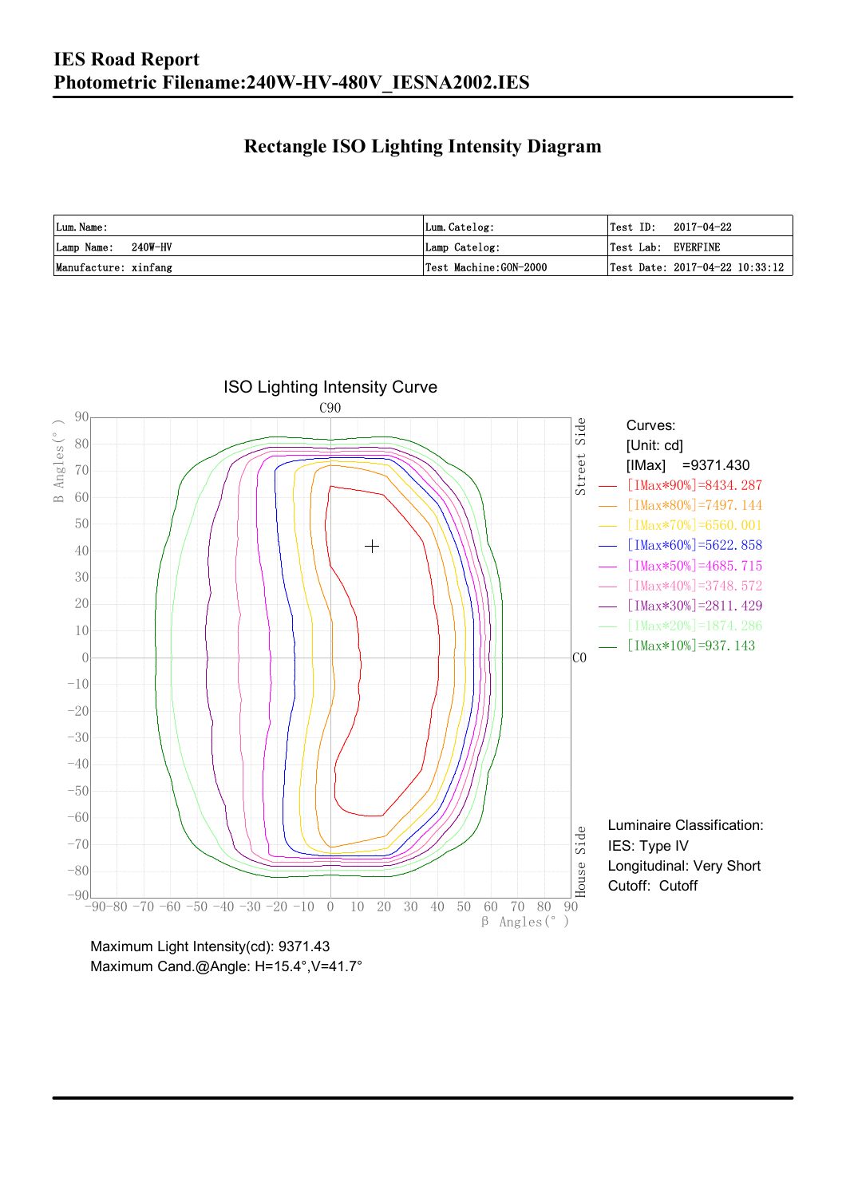**IES Road Report**
**Photometric Filename:240W-HV-480V_IESNA2002.IES**

## Rectangle ISO Lighting Intensity Diagram

| Lum. Name: | Lum. Catelog: | Test ID: 2017-04-22 |
|---|---|---|
| Lamp Name: 240W-HV | Lamp Catelog: | Test Lab: EVERFINE |
| Manufacture: xinfang | Test Machine:GON-2000 | Test Date: 2017-04-22 10:33:12 |

ISO Lighting Intensity Curve

Curves:
[Unit: cd]
[IMax] =9371.430
[IMax*90%]=8434.287
[IMax*80%]=7497.144
[IMax*70%]=6560.001
[IMax*60%]=5622.858
[IMax*50%]=4685.715
[IMax*40%]=3748.572
[IMax*30%]=2811.429
[IMax*20%]=1874.286
[IMax*10%]=937.143

Luminaire Classification:
IES: Type IV
Longitudinal: Very Short
Cutoff: Cutoff

Maximum Light Intensity(cd): 9371.43
Maximum Cand.@Angle: H=15.4°,V=41.7°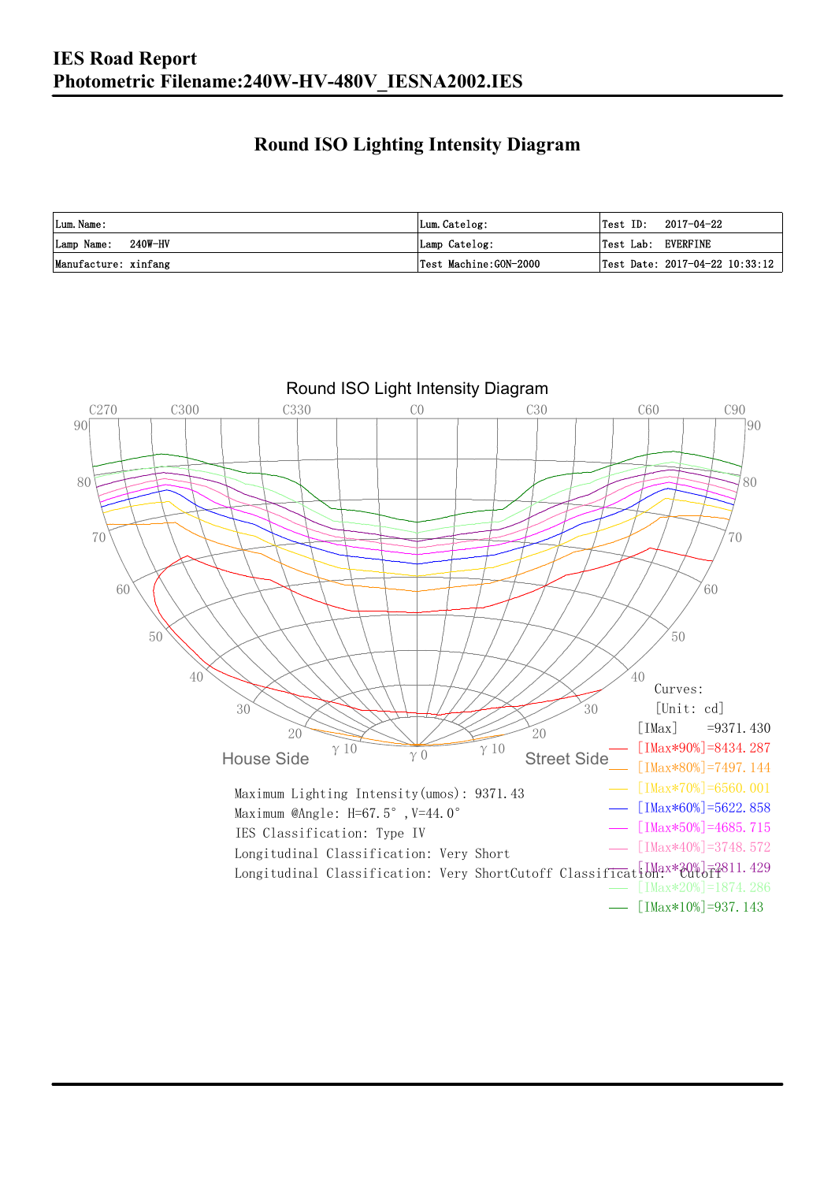# IES Road Report
## Photometric Filename:240W-HV-480V_IESNA2002.IES

## Round ISO Lighting Intensity Diagram

| Lum. Name: | Lum. Catelog: | Test ID: 2017-04-22 |
|---|---|---|
| Lamp Name: 240W-HV | Lamp Catelog: | Test Lab: EVERFINE |
| Manufacture: xinfang | Test Machine:GON-2000 | Test Date: 2017-04-22 10:33:12 |

Round ISO Light Intensity Diagram

Curves:
[Unit: cd]
[IMax] =9371.430
[IMax*90%]=8434.287
[IMax*80%]=7497.144
[IMax*70%]=6560.001
[IMax*60%]=5622.858
[IMax*50%]=4685.715
[IMax*40%]=3748.572
[IMax*30%]=2811.429
[IMax*20%]=1874.286
[IMax*10%]=937.143

Maximum Lighting Intensity(umos): 9371.43
Maximum @Angle: H=67.5°,V=44.0°
IES Classification: Type IV
Longitudinal Classification: Very Short
Longitudinal Classification: Very ShortCutoff Classification: Cutoff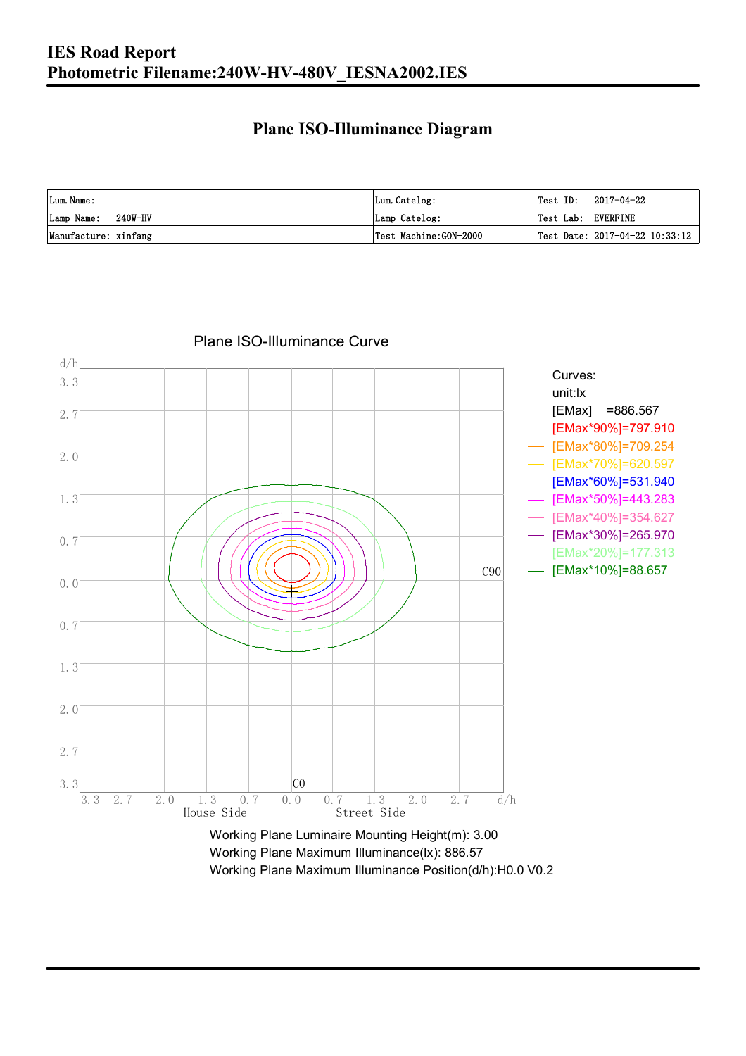# IES Road Report
# Photometric Filename:240W-HV-480V_IESNA2002.IES

## Plane ISO-Illuminance Diagram

| Lum. Name: | Lum. Catelog: | Test ID: 2017-04-22 |
|---|---|---|
| Lamp Name: 240W-HV | Lamp Catelog: | Test Lab: EVERFINE |
| Manufacture: xinfang | Test Machine:GON-2000 | Test Date: 2017-04-22 10:33:12 |

Plane ISO-Illuminance Curve

Curves:
unit:lx
[EMax] =886.567
[EMax*90%]=797.910
[EMax*80%]=709.254
[EMax*70%]=620.597
[EMax*60%]=531.940
[EMax*50%]=443.283
[EMax*40%]=354.627
[EMax*30%]=265.970
[EMax*20%]=177.313
[EMax*10%]=88.657

Working Plane Luminaire Mounting Height(m): 3.00
Working Plane Maximum Illuminance(lx): 886.57
Working Plane Maximum Illuminance Position(d/h):H0.0 V0.2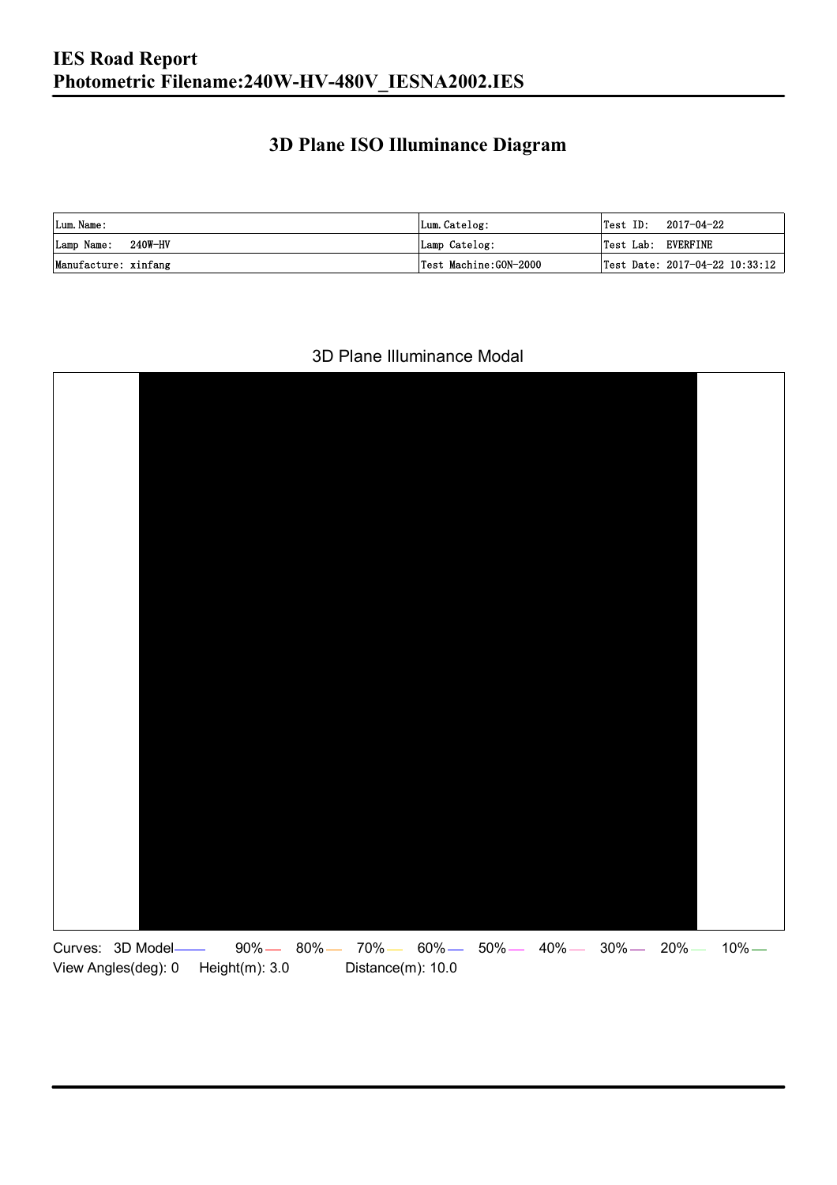# IES Road Report
# Photometric Filename:240W-HV-480V_IESNA2002.IES

## 3D Plane ISO Illuminance Diagram

| Lum. Name: | Lum. Catelog: | Test ID: 2017-04-22 |
| --- | --- | --- |
| Lamp Name: 240W-HV | Lamp Catelog: | Test Lab: EVERFINE |
| Manufacture: xinfang | Test Machine:GON-2000 | Test Date: 2017-04-22 10:33:12 |

3D Plane Illuminance Modal

Curves: 3D Model 90% 80% 70% 60% 50% 40% 30% 20% 10%

View Angles(deg): 0 Height(m): 3.0 Distance(m): 10.0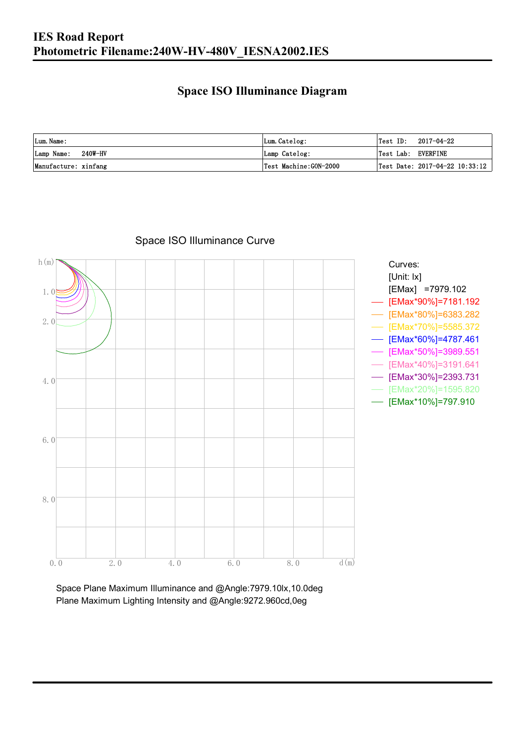# IES Road Report
# Photometric Filename:240W-HV-480V_IESNA2002.IES

## Space ISO Illuminance Diagram

| Lum. Name: | Lum. Catelog: | Test ID: 2017-04-22 |
|---|---|---|
| Lamp Name: 240W-HV | Lamp Catelog: | Test Lab: EVERFINE |
| Manufacture: xinfang | Test Machine:GON-2000 | Test Date: 2017-04-22 10:33:12 |

Space ISO Illuminance Curve

Curves:
[Unit: lx]
[EMax] =7979.102
[EMax*90%]=7181.192
[EMax*80%]=6383.282
[EMax*70%]=5585.372
[EMax*60%]=4787.461
[EMax*50%]=3989.551
[EMax*40%]=3191.641
[EMax*30%]=2393.731
[EMax*20%]=1595.820
[EMax*10%]=797.910

Space Plane Maximum Illuminance and @Angle:7979.10lx,10.0deg
Plane Maximum Lighting Intensity and @Angle:9272.960cd,0eg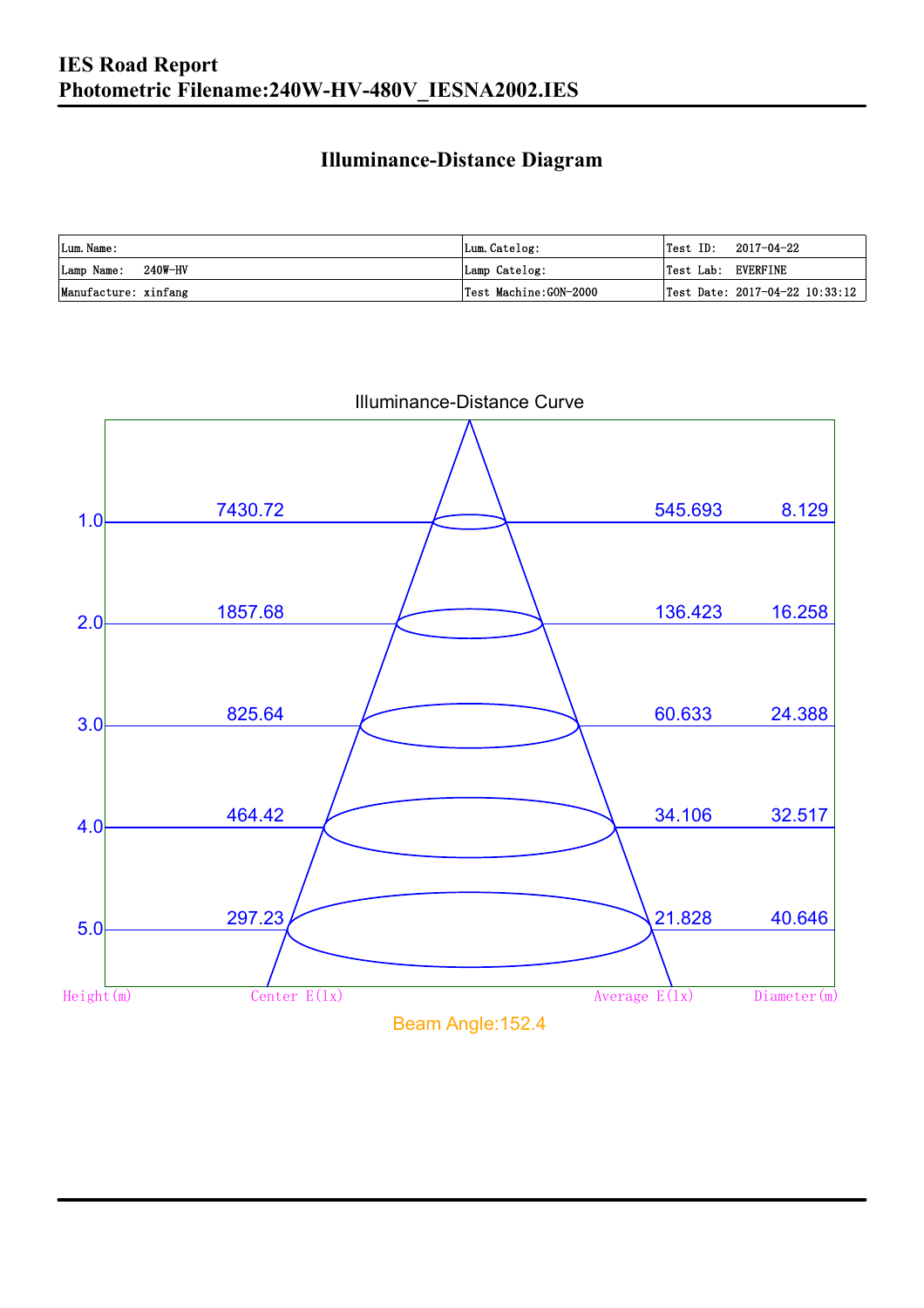# IES Road Report
## Photometric Filename:240W-HV-480V_IESNA2002.IES

### Illuminance-Distance Diagram

| Lum.Name: | Lum.Catelog: | Test ID: 2017-04-22 |
|---|---|---|
| Lamp Name: 240W-HV | Lamp Catelog: | Test Lab: EVERFINE |
| Manufacture: xinfang | Test Machine:GON-2000 | Test Date: 2017-04-22 10:33:12 |

Illuminance-Distance Curve

| Height(m) | Center E(lx) | Average E(lx) | Diameter(m) |
|---|---|---|---|
| 1.0 | 7430.72 | 545.693 | 8.129 |
| 2.0 | 1857.68 | 136.423 | 16.258 |
| 3.0 | 825.64 | 60.633 | 24.388 |
| 4.0 | 464.42 | 34.106 | 32.517 |
| 5.0 | 297.23 | 21.828 | 40.646 |

Beam Angle:152.4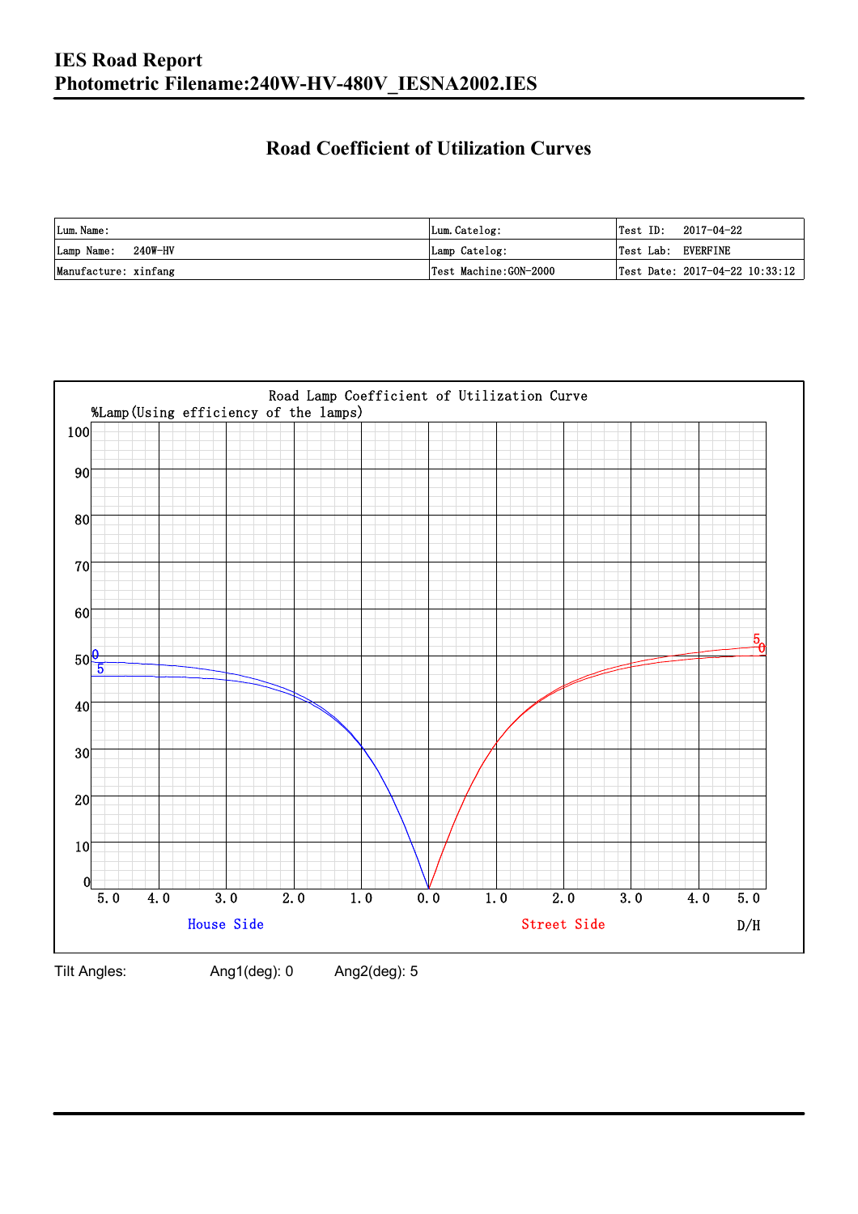# IES Road Report
# Photometric Filename:240W-HV-480V_IESNA2002.IES

## Road Coefficient of Utilization Curves

| Lum. Name: | Lum. Catelog: | Test ID: 2017-04-22 |
| --- | --- | --- |
| Lamp Name: 240W-HV | Lamp Catelog: | Test Lab: EVERFINE |
| Manufacture: xinfang | Test Machine:GON-2000 | Test Date: 2017-04-22 10:33:12 |

Road Lamp Coefficient of Utilization Curve

%Lamp(Using efficiency of the lamps)

House Side | Street Side | D/H

Tilt Angles: Ang1(deg): 0 Ang2(deg): 5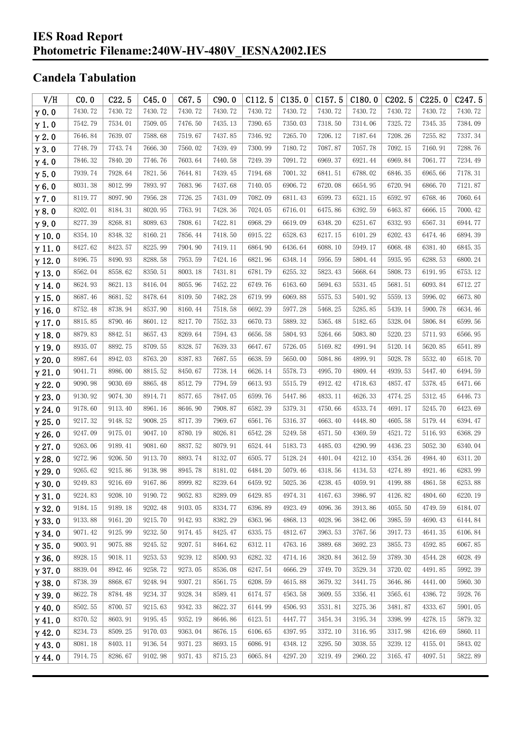# IES Road Report
# Photometric Filename:240W-HV-480V_IESNA2002.IES

## Candela Tabulation

| V/H | C0.0 | C22.5 | C45.0 | C67.5 | C90.0 | C112.5 | C135.0 | C157.5 | C180.0 | C202.5 | C225.0 | C247.5 |
|---|---|---|---|---|---|---|---|---|---|---|---|---|
| γ0.0 | 7430.72 | 7430.72 | 7430.72 | 7430.72 | 7430.72 | 7430.72 | 7430.72 | 7430.72 | 7430.72 | 7430.72 | 7430.72 | 7430.72 |
| γ1.0 | 7542.79 | 7534.01 | 7509.05 | 7476.50 | 7435.13 | 7390.65 | 7350.03 | 7318.50 | 7314.06 | 7325.72 | 7345.35 | 7384.09 |
| γ2.0 | 7646.84 | 7639.07 | 7588.68 | 7519.67 | 7437.85 | 7346.92 | 7265.70 | 7206.12 | 7187.64 | 7208.26 | 7255.82 | 7337.34 |
| γ3.0 | 7748.79 | 7743.74 | 7666.30 | 7560.02 | 7439.49 | 7300.99 | 7180.72 | 7087.87 | 7057.78 | 7092.15 | 7160.91 | 7288.76 |
| γ4.0 | 7846.32 | 7840.20 | 7746.76 | 7603.64 | 7440.58 | 7249.39 | 7091.72 | 6969.37 | 6921.44 | 6969.84 | 7061.77 | 7234.49 |
| γ5.0 | 7939.74 | 7928.64 | 7821.56 | 7644.81 | 7439.45 | 7194.68 | 7001.32 | 6841.51 | 6788.02 | 6846.35 | 6965.66 | 7178.31 |
| γ6.0 | 8031.38 | 8012.99 | 7893.97 | 7683.96 | 7437.68 | 7140.05 | 6906.72 | 6720.08 | 6654.95 | 6720.94 | 6866.70 | 7121.87 |
| γ7.0 | 8119.77 | 8097.90 | 7956.28 | 7726.25 | 7431.09 | 7082.09 | 6811.43 | 6599.73 | 6521.15 | 6592.97 | 6768.46 | 7060.64 |
| γ8.0 | 8202.01 | 8184.31 | 8020.95 | 7763.91 | 7428.36 | 7024.05 | 6716.01 | 6475.86 | 6392.59 | 6463.87 | 6666.15 | 7000.42 |
| γ9.0 | 8277.39 | 8268.81 | 8089.63 | 7808.61 | 7422.81 | 6968.29 | 6619.09 | 6348.20 | 6251.67 | 6332.93 | 6567.31 | 6944.77 |
| γ10.0 | 8354.10 | 8348.32 | 8160.21 | 7856.44 | 7418.50 | 6915.22 | 6528.63 | 6217.15 | 6101.29 | 6202.43 | 6474.46 | 6894.39 |
| γ11.0 | 8427.62 | 8423.57 | 8225.99 | 7904.90 | 7419.11 | 6864.90 | 6436.64 | 6088.10 | 5949.17 | 6068.48 | 6381.40 | 6845.35 |
| γ12.0 | 8496.75 | 8490.93 | 8288.58 | 7953.59 | 7424.16 | 6821.96 | 6348.14 | 5956.59 | 5804.44 | 5935.95 | 6288.53 | 6800.24 |
| γ13.0 | 8562.04 | 8558.62 | 8350.51 | 8003.18 | 7431.81 | 6781.79 | 6255.32 | 5823.43 | 5668.64 | 5808.73 | 6191.95 | 6753.12 |
| γ14.0 | 8624.93 | 8621.13 | 8416.04 | 8055.96 | 7452.22 | 6749.76 | 6163.60 | 5694.63 | 5531.45 | 5681.51 | 6093.84 | 6712.27 |
| γ15.0 | 8687.46 | 8681.52 | 8478.64 | 8109.50 | 7482.28 | 6719.99 | 6069.88 | 5575.53 | 5401.92 | 5559.13 | 5996.02 | 6673.80 |
| γ16.0 | 8752.48 | 8738.94 | 8537.90 | 8160.44 | 7518.58 | 6692.39 | 5977.28 | 5468.25 | 5285.85 | 5439.14 | 5900.78 | 6634.46 |
| γ17.0 | 8815.85 | 8790.46 | 8601.12 | 8217.70 | 7552.33 | 6670.73 | 5889.32 | 5365.48 | 5182.65 | 5328.04 | 5806.84 | 6599.56 |
| γ18.0 | 8879.83 | 8842.51 | 8657.43 | 8269.64 | 7594.43 | 6656.58 | 5804.93 | 5264.66 | 5083.80 | 5220.23 | 5711.93 | 6566.95 |
| γ19.0 | 8935.07 | 8892.75 | 8709.55 | 8328.57 | 7639.33 | 6647.67 | 5726.05 | 5169.82 | 4991.94 | 5120.14 | 5620.85 | 6541.89 |
| γ20.0 | 8987.64 | 8942.03 | 8763.20 | 8387.83 | 7687.55 | 6638.59 | 5650.00 | 5084.86 | 4899.91 | 5028.78 | 5532.40 | 6518.70 |
| γ21.0 | 9041.71 | 8986.00 | 8815.52 | 8450.67 | 7738.14 | 6626.14 | 5578.73 | 4995.70 | 4809.44 | 4939.53 | 5447.40 | 6494.59 |
| γ22.0 | 9090.98 | 9030.69 | 8865.48 | 8512.79 | 7794.59 | 6613.93 | 5515.79 | 4912.42 | 4718.63 | 4857.47 | 5378.45 | 6471.66 |
| γ23.0 | 9130.92 | 9074.30 | 8914.71 | 8577.65 | 7847.05 | 6599.76 | 5447.86 | 4833.11 | 4626.33 | 4774.25 | 5312.45 | 6446.73 |
| γ24.0 | 9178.60 | 9113.40 | 8961.16 | 8646.90 | 7908.87 | 6582.39 | 5379.31 | 4750.66 | 4533.74 | 4691.17 | 5245.70 | 6423.69 |
| γ25.0 | 9217.32 | 9148.52 | 9008.25 | 8717.39 | 7969.67 | 6561.76 | 5316.37 | 4663.40 | 4448.80 | 4605.58 | 5179.44 | 6394.47 |
| γ26.0 | 9247.09 | 9175.01 | 9047.10 | 8780.19 | 8026.81 | 6542.28 | 5249.58 | 4571.50 | 4369.59 | 4521.72 | 5116.93 | 6368.29 |
| γ27.0 | 9263.06 | 9189.41 | 9081.60 | 8837.52 | 8079.91 | 6524.44 | 5183.73 | 4485.03 | 4290.99 | 4436.23 | 5052.30 | 6340.04 |
| γ28.0 | 9272.96 | 9206.50 | 9113.70 | 8893.74 | 8132.07 | 6505.77 | 5128.24 | 4401.04 | 4212.10 | 4354.26 | 4984.40 | 6311.20 |
| γ29.0 | 9265.62 | 9215.86 | 9138.98 | 8945.78 | 8181.02 | 6484.20 | 5079.46 | 4318.56 | 4134.53 | 4274.89 | 4921.46 | 6283.99 |
| γ30.0 | 9249.83 | 9216.69 | 9167.86 | 8999.82 | 8239.64 | 6459.92 | 5025.36 | 4238.45 | 4059.91 | 4199.88 | 4861.58 | 6253.88 |
| γ31.0 | 9224.83 | 9208.10 | 9190.72 | 9052.83 | 8289.09 | 6429.85 | 4974.31 | 4167.63 | 3986.97 | 4126.82 | 4804.60 | 6220.19 |
| γ32.0 | 9184.15 | 9189.18 | 9202.48 | 9103.05 | 8334.77 | 6396.89 | 4923.49 | 4096.36 | 3913.86 | 4055.50 | 4749.59 | 6184.07 |
| γ33.0 | 9133.88 | 9161.20 | 9215.70 | 9142.93 | 8382.29 | 6363.96 | 4868.13 | 4028.96 | 3842.06 | 3985.59 | 4690.43 | 6144.84 |
| γ34.0 | 9071.42 | 9125.99 | 9232.50 | 9174.45 | 8425.47 | 6335.75 | 4812.67 | 3963.53 | 3767.56 | 3917.73 | 4641.35 | 6106.84 |
| γ35.0 | 9003.91 | 9075.88 | 9245.52 | 9207.51 | 8464.62 | 6312.11 | 4763.16 | 3889.68 | 3692.23 | 3855.73 | 4592.85 | 6067.85 |
| γ36.0 | 8928.15 | 9018.11 | 9253.53 | 9239.12 | 8500.93 | 6282.32 | 4714.16 | 3820.84 | 3612.59 | 3789.30 | 4544.28 | 6028.49 |
| γ37.0 | 8839.04 | 8942.46 | 9258.72 | 9273.05 | 8536.08 | 6247.54 | 4666.29 | 3749.70 | 3529.34 | 3720.02 | 4491.85 | 5992.39 |
| γ38.0 | 8738.39 | 8868.67 | 9248.94 | 9307.21 | 8561.75 | 6208.59 | 4615.88 | 3679.32 | 3441.75 | 3646.86 | 4441.00 | 5960.30 |
| γ39.0 | 8622.78 | 8784.48 | 9234.37 | 9328.34 | 8589.41 | 6174.57 | 4563.58 | 3609.55 | 3356.41 | 3565.61 | 4386.72 | 5928.76 |
| γ40.0 | 8502.55 | 8700.57 | 9215.63 | 9342.33 | 8622.37 | 6144.99 | 4506.93 | 3531.81 | 3275.36 | 3481.87 | 4333.67 | 5901.05 |
| γ41.0 | 8370.52 | 8603.91 | 9195.45 | 9352.19 | 8646.86 | 6123.51 | 4447.77 | 3454.34 | 3195.34 | 3398.99 | 4278.15 | 5879.32 |
| γ42.0 | 8234.73 | 8509.25 | 9170.03 | 9363.04 | 8676.15 | 6106.65 | 4397.95 | 3372.10 | 3116.95 | 3317.98 | 4216.69 | 5860.11 |
| γ43.0 | 8081.18 | 8403.11 | 9136.54 | 9371.23 | 8693.15 | 6086.91 | 4348.12 | 3295.50 | 3038.55 | 3239.12 | 4155.01 | 5843.02 |
| γ44.0 | 7914.75 | 8286.67 | 9102.98 | 9371.43 | 8715.23 | 6065.84 | 4297.20 | 3219.49 | 2960.22 | 3165.47 | 4097.51 | 5822.89 |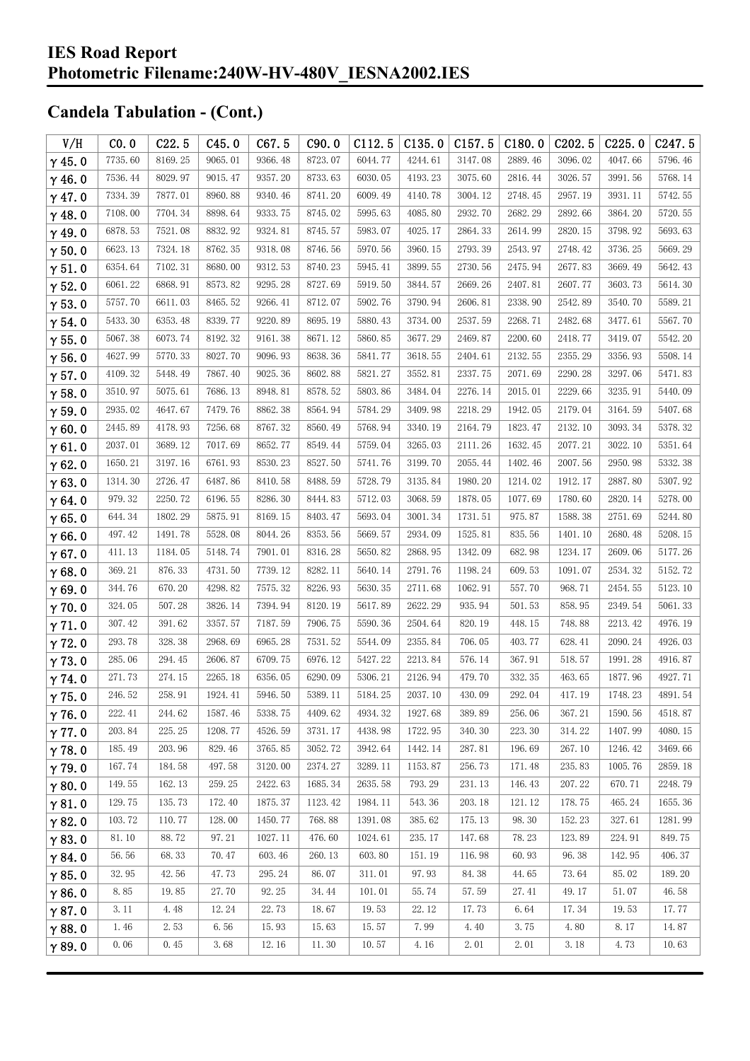# IES Road Report
# Photometric Filename:240W-HV-480V_IESNA2002.IES

## Candela Tabulation - (Cont.)

| V/H | C0.0 | C22.5 | C45.0 | C67.5 | C90.0 | C112.5 | C135.0 | C157.5 | C180.0 | C202.5 | C225.0 | C247.5 |
|---|---|---|---|---|---|---|---|---|---|---|---|---|
| γ 45.0 | 7735.60 | 8169.25 | 9065.01 | 9366.48 | 8723.07 | 6044.77 | 4244.61 | 3147.08 | 2889.46 | 3096.02 | 4047.66 | 5796.46 |
| γ 46.0 | 7536.44 | 8029.97 | 9015.47 | 9357.20 | 8733.63 | 6030.05 | 4193.23 | 3075.60 | 2816.44 | 3026.57 | 3991.56 | 5768.14 |
| γ 47.0 | 7334.39 | 7877.01 | 8960.88 | 9340.46 | 8741.20 | 6009.49 | 4140.78 | 3004.12 | 2748.45 | 2957.19 | 3931.11 | 5742.55 |
| γ 48.0 | 7108.00 | 7704.34 | 8898.64 | 9333.75 | 8745.02 | 5995.63 | 4085.80 | 2932.70 | 2682.29 | 2892.66 | 3864.20 | 5720.55 |
| γ 49.0 | 6878.53 | 7521.08 | 8832.92 | 9324.81 | 8745.57 | 5983.07 | 4025.17 | 2864.33 | 2614.99 | 2820.15 | 3798.92 | 5693.63 |
| γ 50.0 | 6623.13 | 7324.18 | 8762.35 | 9318.08 | 8746.56 | 5970.56 | 3960.15 | 2793.39 | 2543.97 | 2748.42 | 3736.25 | 5669.29 |
| γ 51.0 | 6354.64 | 7102.31 | 8680.00 | 9312.53 | 8740.23 | 5945.41 | 3899.55 | 2730.56 | 2475.94 | 2677.83 | 3669.49 | 5642.43 |
| γ 52.0 | 6061.22 | 6868.91 | 8573.82 | 9295.28 | 8727.69 | 5919.50 | 3844.57 | 2669.26 | 2407.81 | 2607.77 | 3603.73 | 5614.30 |
| γ 53.0 | 5757.70 | 6611.03 | 8465.52 | 9266.41 | 8712.07 | 5902.76 | 3790.94 | 2606.81 | 2338.90 | 2542.89 | 3540.70 | 5589.21 |
| γ 54.0 | 5433.30 | 6353.48 | 8339.77 | 9220.89 | 8695.19 | 5880.43 | 3734.00 | 2537.59 | 2268.71 | 2482.68 | 3477.61 | 5567.70 |
| γ 55.0 | 5067.38 | 6073.74 | 8192.32 | 9161.38 | 8671.12 | 5860.85 | 3677.29 | 2469.87 | 2200.60 | 2418.77 | 3419.07 | 5542.20 |
| γ 56.0 | 4627.99 | 5770.33 | 8027.70 | 9096.93 | 8638.36 | 5841.77 | 3618.55 | 2404.61 | 2132.55 | 2355.29 | 3356.93 | 5508.14 |
| γ 57.0 | 4109.32 | 5448.49 | 7867.40 | 9025.36 | 8602.88 | 5821.27 | 3552.81 | 2337.75 | 2071.69 | 2290.28 | 3297.06 | 5471.83 |
| γ 58.0 | 3510.97 | 5075.61 | 7686.13 | 8948.81 | 8578.52 | 5803.86 | 3484.04 | 2276.14 | 2015.01 | 2229.66 | 3235.91 | 5440.09 |
| γ 59.0 | 2935.02 | 4647.67 | 7479.76 | 8862.38 | 8564.94 | 5784.29 | 3409.98 | 2218.29 | 1942.05 | 2179.04 | 3164.59 | 5407.68 |
| γ 60.0 | 2445.89 | 4178.93 | 7256.68 | 8767.32 | 8560.49 | 5768.94 | 3340.19 | 2164.79 | 1823.47 | 2132.10 | 3093.34 | 5378.32 |
| γ 61.0 | 2037.01 | 3689.12 | 7017.69 | 8652.77 | 8549.44 | 5759.04 | 3265.03 | 2111.26 | 1632.45 | 2077.21 | 3022.10 | 5351.64 |
| γ 62.0 | 1650.21 | 3197.16 | 6761.93 | 8530.23 | 8527.50 | 5741.76 | 3199.70 | 2055.44 | 1402.46 | 2007.56 | 2950.98 | 5332.38 |
| γ 63.0 | 1314.30 | 2726.47 | 6487.86 | 8410.58 | 8488.59 | 5728.79 | 3135.84 | 1980.20 | 1214.02 | 1912.17 | 2887.80 | 5307.92 |
| γ 64.0 | 979.32 | 2250.72 | 6196.55 | 8286.30 | 8444.83 | 5712.03 | 3068.59 | 1878.05 | 1077.69 | 1780.60 | 2820.14 | 5278.00 |
| γ 65.0 | 644.34 | 1802.29 | 5875.91 | 8169.15 | 8403.47 | 5693.04 | 3001.34 | 1731.51 | 975.87 | 1588.38 | 2751.69 | 5244.80 |
| γ 66.0 | 497.42 | 1491.78 | 5528.08 | 8044.26 | 8353.56 | 5669.57 | 2934.09 | 1525.81 | 835.56 | 1401.10 | 2680.48 | 5208.15 |
| γ 67.0 | 411.13 | 1184.05 | 5148.74 | 7901.01 | 8316.28 | 5650.82 | 2868.95 | 1342.09 | 682.98 | 1234.17 | 2609.06 | 5177.26 |
| γ 68.0 | 369.21 | 876.33 | 4731.50 | 7739.12 | 8282.11 | 5640.14 | 2791.76 | 1198.24 | 609.53 | 1091.07 | 2534.32 | 5152.72 |
| γ 69.0 | 344.76 | 670.20 | 4298.82 | 7575.32 | 8226.93 | 5630.35 | 2711.68 | 1062.91 | 557.70 | 968.71 | 2454.55 | 5123.10 |
| γ 70.0 | 324.05 | 507.28 | 3826.14 | 7394.94 | 8120.19 | 5617.89 | 2622.29 | 935.94 | 501.53 | 858.95 | 2349.54 | 5061.33 |
| γ 71.0 | 307.42 | 391.62 | 3357.57 | 7187.59 | 7906.75 | 5590.36 | 2504.64 | 820.19 | 448.15 | 748.88 | 2213.42 | 4976.19 |
| γ 72.0 | 293.78 | 328.38 | 2968.69 | 6965.28 | 7531.52 | 5544.09 | 2355.84 | 706.05 | 403.77 | 628.41 | 2090.24 | 4926.03 |
| γ 73.0 | 285.06 | 294.45 | 2606.87 | 6709.75 | 6976.12 | 5427.22 | 2213.84 | 576.14 | 367.91 | 518.57 | 1991.28 | 4916.87 |
| γ 74.0 | 271.73 | 274.15 | 2265.18 | 6356.05 | 6290.09 | 5306.21 | 2126.94 | 479.70 | 332.35 | 463.65 | 1877.96 | 4927.71 |
| γ 75.0 | 246.52 | 258.91 | 1924.41 | 5946.50 | 5389.11 | 5184.25 | 2037.10 | 430.09 | 292.04 | 417.19 | 1748.23 | 4891.54 |
| γ 76.0 | 222.41 | 244.62 | 1587.46 | 5338.75 | 4409.62 | 4934.32 | 1927.68 | 389.89 | 256.06 | 367.21 | 1590.56 | 4518.87 |
| γ 77.0 | 203.84 | 225.25 | 1208.77 | 4526.59 | 3731.17 | 4438.98 | 1722.95 | 340.30 | 223.30 | 314.22 | 1407.99 | 4080.15 |
| γ 78.0 | 185.49 | 203.96 | 829.46 | 3765.85 | 3052.72 | 3942.64 | 1442.14 | 287.81 | 196.69 | 267.10 | 1246.42 | 3469.66 |
| γ 79.0 | 167.74 | 184.58 | 497.58 | 3120.00 | 2374.27 | 3289.11 | 1153.87 | 256.73 | 171.48 | 235.83 | 1005.76 | 2859.18 |
| γ 80.0 | 149.55 | 162.13 | 259.25 | 2422.63 | 1685.34 | 2635.58 | 793.29 | 231.13 | 146.43 | 207.22 | 670.71 | 2248.79 |
| γ 81.0 | 129.75 | 135.73 | 172.40 | 1875.37 | 1123.42 | 1984.11 | 543.36 | 203.18 | 121.12 | 178.75 | 465.24 | 1655.36 |
| γ 82.0 | 103.72 | 110.77 | 128.00 | 1450.77 | 768.88 | 1391.08 | 385.62 | 175.13 | 98.30 | 152.23 | 327.61 | 1281.99 |
| γ 83.0 | 81.10 | 88.72 | 97.21 | 1027.11 | 476.60 | 1024.61 | 235.17 | 147.68 | 78.23 | 123.89 | 224.91 | 849.75 |
| γ 84.0 | 56.56 | 68.33 | 70.47 | 603.46 | 260.13 | 603.80 | 151.19 | 116.98 | 60.93 | 96.38 | 142.95 | 406.37 |
| γ 85.0 | 32.95 | 42.56 | 47.73 | 295.24 | 86.07 | 311.01 | 97.93 | 84.38 | 44.65 | 73.64 | 85.02 | 189.20 |
| γ 86.0 | 8.85 | 19.85 | 27.70 | 92.25 | 34.44 | 101.01 | 55.74 | 57.59 | 27.41 | 49.17 | 51.07 | 46.58 |
| γ 87.0 | 3.11 | 4.48 | 12.24 | 22.73 | 18.67 | 19.53 | 22.12 | 17.73 | 6.64 | 17.34 | 19.53 | 17.77 |
| γ 88.0 | 1.46 | 2.53 | 6.56 | 15.93 | 15.63 | 15.57 | 7.99 | 4.40 | 3.75 | 4.80 | 8.17 | 14.87 |
| γ 89.0 | 0.06 | 0.45 | 3.68 | 12.16 | 11.30 | 10.57 | 4.16 | 2.01 | 2.01 | 3.18 | 4.73 | 10.63 |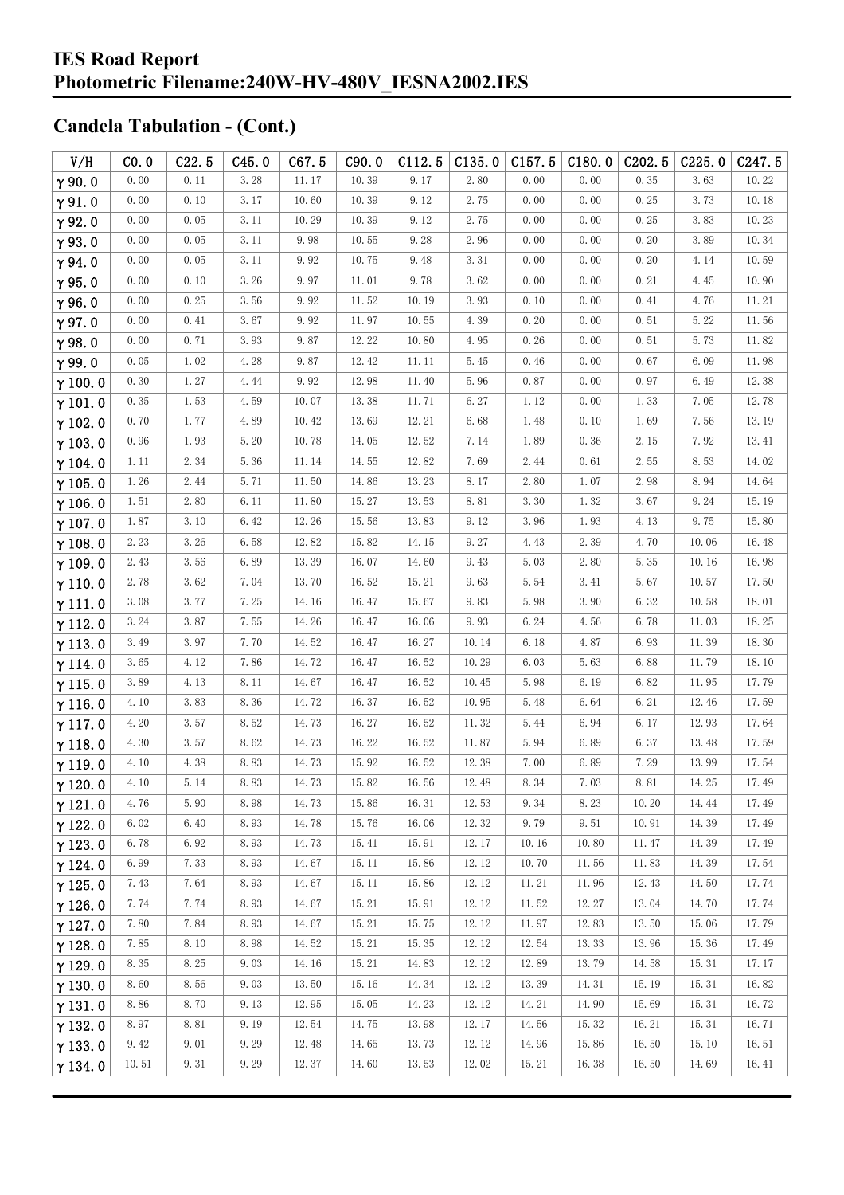# IES Road Report
# Photometric Filename:240W-HV-480V_IESNA2002.IES

## Candela Tabulation - (Cont.)

| V/H | C0.0 | C22.5 | C45.0 | C67.5 | C90.0 | C112.5 | C135.0 | C157.5 | C180.0 | C202.5 | C225.0 | C247.5 |
|---|---|---|---|---|---|---|---|---|---|---|---|---|
| γ 90.0 | 0.00 | 0.11 | 3.28 | 11.17 | 10.39 | 9.17 | 2.80 | 0.00 | 0.00 | 0.35 | 3.63 | 10.22 |
| γ 91.0 | 0.00 | 0.10 | 3.17 | 10.60 | 10.39 | 9.12 | 2.75 | 0.00 | 0.00 | 0.25 | 3.73 | 10.18 |
| γ 92.0 | 0.00 | 0.05 | 3.11 | 10.29 | 10.39 | 9.12 | 2.75 | 0.00 | 0.00 | 0.25 | 3.83 | 10.23 |
| γ 93.0 | 0.00 | 0.05 | 3.11 | 9.98 | 10.55 | 9.28 | 2.96 | 0.00 | 0.00 | 0.20 | 3.89 | 10.34 |
| γ 94.0 | 0.00 | 0.05 | 3.11 | 9.92 | 10.75 | 9.48 | 3.31 | 0.00 | 0.00 | 0.20 | 4.14 | 10.59 |
| γ 95.0 | 0.00 | 0.10 | 3.26 | 9.97 | 11.01 | 9.78 | 3.62 | 0.00 | 0.00 | 0.21 | 4.45 | 10.90 |
| γ 96.0 | 0.00 | 0.25 | 3.56 | 9.92 | 11.52 | 10.19 | 3.93 | 0.10 | 0.00 | 0.41 | 4.76 | 11.21 |
| γ 97.0 | 0.00 | 0.41 | 3.67 | 9.92 | 11.97 | 10.55 | 4.39 | 0.20 | 0.00 | 0.51 | 5.22 | 11.56 |
| γ 98.0 | 0.00 | 0.71 | 3.93 | 9.87 | 12.22 | 10.80 | 4.95 | 0.26 | 0.00 | 0.51 | 5.73 | 11.82 |
| γ 99.0 | 0.05 | 1.02 | 4.28 | 9.87 | 12.42 | 11.11 | 5.45 | 0.46 | 0.00 | 0.67 | 6.09 | 11.98 |
| γ 100.0 | 0.30 | 1.27 | 4.44 | 9.92 | 12.98 | 11.40 | 5.96 | 0.87 | 0.00 | 0.97 | 6.49 | 12.38 |
| γ 101.0 | 0.35 | 1.53 | 4.59 | 10.07 | 13.38 | 11.71 | 6.27 | 1.12 | 0.00 | 1.33 | 7.05 | 12.78 |
| γ 102.0 | 0.70 | 1.77 | 4.89 | 10.42 | 13.69 | 12.21 | 6.68 | 1.48 | 0.10 | 1.69 | 7.56 | 13.19 |
| γ 103.0 | 0.96 | 1.93 | 5.20 | 10.78 | 14.05 | 12.52 | 7.14 | 1.89 | 0.36 | 2.15 | 7.92 | 13.41 |
| γ 104.0 | 1.11 | 2.34 | 5.36 | 11.14 | 14.55 | 12.82 | 7.69 | 2.44 | 0.61 | 2.55 | 8.53 | 14.02 |
| γ 105.0 | 1.26 | 2.44 | 5.71 | 11.50 | 14.86 | 13.23 | 8.17 | 2.80 | 1.07 | 2.98 | 8.94 | 14.64 |
| γ 106.0 | 1.51 | 2.80 | 6.11 | 11.80 | 15.27 | 13.53 | 8.81 | 3.30 | 1.32 | 3.67 | 9.24 | 15.19 |
| γ 107.0 | 1.87 | 3.10 | 6.42 | 12.26 | 15.56 | 13.83 | 9.12 | 3.96 | 1.93 | 4.13 | 9.75 | 15.80 |
| γ 108.0 | 2.23 | 3.26 | 6.58 | 12.82 | 15.82 | 14.15 | 9.27 | 4.43 | 2.39 | 4.70 | 10.06 | 16.48 |
| γ 109.0 | 2.43 | 3.56 | 6.89 | 13.39 | 16.07 | 14.60 | 9.43 | 5.03 | 2.80 | 5.35 | 10.16 | 16.98 |
| γ 110.0 | 2.78 | 3.62 | 7.04 | 13.70 | 16.52 | 15.21 | 9.63 | 5.54 | 3.41 | 5.67 | 10.57 | 17.50 |
| γ 111.0 | 3.08 | 3.77 | 7.25 | 14.16 | 16.47 | 15.67 | 9.83 | 5.98 | 3.90 | 6.32 | 10.58 | 18.01 |
| γ 112.0 | 3.24 | 3.87 | 7.55 | 14.26 | 16.47 | 16.06 | 9.93 | 6.24 | 4.56 | 6.78 | 11.03 | 18.25 |
| γ 113.0 | 3.49 | 3.97 | 7.70 | 14.52 | 16.47 | 16.27 | 10.14 | 6.18 | 4.87 | 6.93 | 11.39 | 18.30 |
| γ 114.0 | 3.65 | 4.12 | 7.86 | 14.72 | 16.47 | 16.52 | 10.29 | 6.03 | 5.63 | 6.88 | 11.79 | 18.10 |
| γ 115.0 | 3.89 | 4.13 | 8.11 | 14.67 | 16.47 | 16.52 | 10.45 | 5.98 | 6.19 | 6.82 | 11.95 | 17.79 |
| γ 116.0 | 4.10 | 3.83 | 8.36 | 14.72 | 16.37 | 16.52 | 10.95 | 5.48 | 6.64 | 6.21 | 12.46 | 17.59 |
| γ 117.0 | 4.20 | 3.57 | 8.52 | 14.73 | 16.27 | 16.52 | 11.32 | 5.44 | 6.94 | 6.17 | 12.93 | 17.64 |
| γ 118.0 | 4.30 | 3.57 | 8.62 | 14.73 | 16.22 | 16.52 | 11.87 | 5.94 | 6.89 | 6.37 | 13.48 | 17.59 |
| γ 119.0 | 4.10 | 4.38 | 8.83 | 14.73 | 15.92 | 16.52 | 12.38 | 7.00 | 6.89 | 7.29 | 13.99 | 17.54 |
| γ 120.0 | 4.10 | 5.14 | 8.83 | 14.73 | 15.82 | 16.56 | 12.48 | 8.34 | 7.03 | 8.81 | 14.25 | 17.49 |
| γ 121.0 | 4.76 | 5.90 | 8.98 | 14.73 | 15.86 | 16.31 | 12.53 | 9.34 | 8.23 | 10.20 | 14.44 | 17.49 |
| γ 122.0 | 6.02 | 6.40 | 8.93 | 14.78 | 15.76 | 16.06 | 12.32 | 9.79 | 9.51 | 10.91 | 14.39 | 17.49 |
| γ 123.0 | 6.78 | 6.92 | 8.93 | 14.73 | 15.41 | 15.91 | 12.17 | 10.16 | 10.80 | 11.47 | 14.39 | 17.49 |
| γ 124.0 | 6.99 | 7.33 | 8.93 | 14.67 | 15.11 | 15.86 | 12.12 | 10.70 | 11.56 | 11.83 | 14.39 | 17.54 |
| γ 125.0 | 7.43 | 7.64 | 8.93 | 14.67 | 15.11 | 15.86 | 12.12 | 11.21 | 11.96 | 12.43 | 14.50 | 17.74 |
| γ 126.0 | 7.74 | 7.74 | 8.93 | 14.67 | 15.21 | 15.91 | 12.12 | 11.52 | 12.27 | 13.04 | 14.70 | 17.74 |
| γ 127.0 | 7.80 | 7.84 | 8.93 | 14.67 | 15.21 | 15.75 | 12.12 | 11.97 | 12.83 | 13.50 | 15.06 | 17.79 |
| γ 128.0 | 7.85 | 8.10 | 8.98 | 14.52 | 15.21 | 15.35 | 12.12 | 12.54 | 13.33 | 13.96 | 15.36 | 17.49 |
| γ 129.0 | 8.35 | 8.25 | 9.03 | 14.16 | 15.21 | 14.83 | 12.12 | 12.89 | 13.79 | 14.58 | 15.31 | 17.17 |
| γ 130.0 | 8.60 | 8.56 | 9.03 | 13.50 | 15.16 | 14.34 | 12.12 | 13.39 | 14.31 | 15.19 | 15.31 | 16.82 |
| γ 131.0 | 8.86 | 8.70 | 9.13 | 12.95 | 15.05 | 14.23 | 12.12 | 14.21 | 14.90 | 15.69 | 15.31 | 16.72 |
| γ 132.0 | 8.97 | 8.81 | 9.19 | 12.54 | 14.75 | 13.98 | 12.17 | 14.56 | 15.32 | 16.21 | 15.31 | 16.71 |
| γ 133.0 | 9.42 | 9.01 | 9.29 | 12.48 | 14.65 | 13.73 | 12.12 | 14.96 | 15.86 | 16.50 | 15.10 | 16.51 |
| γ 134.0 | 10.51 | 9.31 | 9.29 | 12.37 | 14.60 | 13.53 | 12.02 | 15.21 | 16.38 | 16.50 | 14.69 | 16.41 |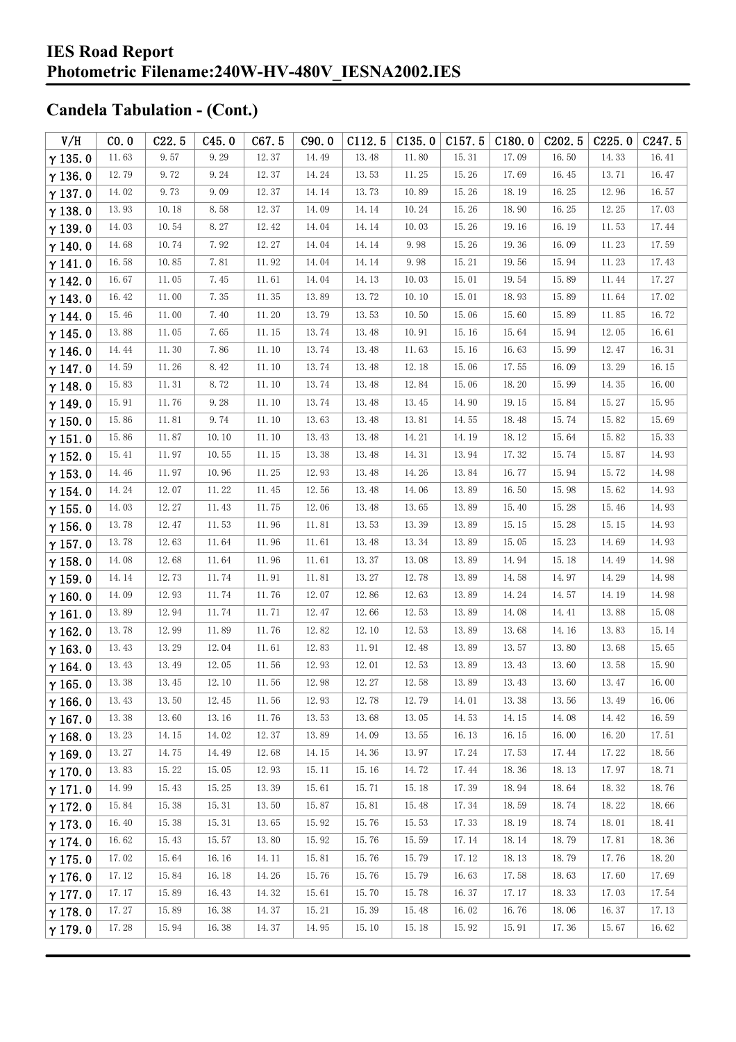# IES Road Report
# Photometric Filename:240W-HV-480V_IESNA2002.IES

## Candela Tabulation - (Cont.)

| V/H | C0.0 | C22.5 | C45.0 | C67.5 | C90.0 | C112.5 | C135.0 | C157.5 | C180.0 | C202.5 | C225.0 | C247.5 |
|---|---|---|---|---|---|---|---|---|---|---|---|---|
| γ 135.0 | 11.63 | 9.57 | 9.29 | 12.37 | 14.49 | 13.48 | 11.80 | 15.31 | 17.09 | 16.50 | 14.33 | 16.41 |
| γ 136.0 | 12.79 | 9.72 | 9.24 | 12.37 | 14.24 | 13.53 | 11.25 | 15.26 | 17.69 | 16.45 | 13.71 | 16.47 |
| γ 137.0 | 14.02 | 9.73 | 9.09 | 12.37 | 14.14 | 13.73 | 10.89 | 15.26 | 18.19 | 16.25 | 12.96 | 16.57 |
| γ 138.0 | 13.93 | 10.18 | 8.58 | 12.37 | 14.09 | 14.14 | 10.24 | 15.26 | 18.90 | 16.25 | 12.25 | 17.03 |
| γ 139.0 | 14.03 | 10.54 | 8.27 | 12.42 | 14.04 | 14.14 | 10.03 | 15.26 | 19.16 | 16.19 | 11.53 | 17.44 |
| γ 140.0 | 14.68 | 10.74 | 7.92 | 12.27 | 14.04 | 14.14 | 9.98 | 15.26 | 19.36 | 16.09 | 11.23 | 17.59 |
| γ 141.0 | 16.58 | 10.85 | 7.81 | 11.92 | 14.04 | 14.14 | 9.98 | 15.21 | 19.56 | 15.94 | 11.23 | 17.43 |
| γ 142.0 | 16.67 | 11.05 | 7.45 | 11.61 | 14.04 | 14.13 | 10.03 | 15.01 | 19.54 | 15.89 | 11.44 | 17.27 |
| γ 143.0 | 16.42 | 11.00 | 7.35 | 11.35 | 13.89 | 13.72 | 10.10 | 15.01 | 18.93 | 15.89 | 11.64 | 17.02 |
| γ 144.0 | 15.46 | 11.00 | 7.40 | 11.20 | 13.79 | 13.53 | 10.50 | 15.06 | 15.60 | 15.89 | 11.85 | 16.72 |
| γ 145.0 | 13.88 | 11.05 | 7.65 | 11.15 | 13.74 | 13.48 | 10.91 | 15.16 | 15.64 | 15.94 | 12.05 | 16.61 |
| γ 146.0 | 14.44 | 11.30 | 7.86 | 11.10 | 13.74 | 13.48 | 11.63 | 15.16 | 16.63 | 15.99 | 12.47 | 16.31 |
| γ 147.0 | 14.59 | 11.26 | 8.42 | 11.10 | 13.74 | 13.48 | 12.18 | 15.06 | 17.55 | 16.09 | 13.29 | 16.15 |
| γ 148.0 | 15.83 | 11.31 | 8.72 | 11.10 | 13.74 | 13.48 | 12.84 | 15.06 | 18.20 | 15.99 | 14.35 | 16.00 |
| γ 149.0 | 15.91 | 11.76 | 9.28 | 11.10 | 13.74 | 13.48 | 13.45 | 14.90 | 19.15 | 15.84 | 15.27 | 15.95 |
| γ 150.0 | 15.86 | 11.81 | 9.74 | 11.10 | 13.63 | 13.48 | 13.81 | 14.55 | 18.48 | 15.74 | 15.82 | 15.69 |
| γ 151.0 | 15.86 | 11.87 | 10.10 | 11.10 | 13.43 | 13.48 | 14.21 | 14.19 | 18.12 | 15.64 | 15.82 | 15.33 |
| γ 152.0 | 15.41 | 11.97 | 10.55 | 11.15 | 13.38 | 13.48 | 14.31 | 13.94 | 17.32 | 15.74 | 15.87 | 14.93 |
| γ 153.0 | 14.46 | 11.97 | 10.96 | 11.25 | 12.93 | 13.48 | 14.26 | 13.84 | 16.77 | 15.94 | 15.72 | 14.98 |
| γ 154.0 | 14.24 | 12.07 | 11.22 | 11.45 | 12.56 | 13.48 | 14.06 | 13.89 | 16.50 | 15.98 | 15.62 | 14.93 |
| γ 155.0 | 14.03 | 12.27 | 11.43 | 11.75 | 12.06 | 13.48 | 13.65 | 13.89 | 15.40 | 15.28 | 15.46 | 14.93 |
| γ 156.0 | 13.78 | 12.47 | 11.53 | 11.96 | 11.81 | 13.53 | 13.39 | 13.89 | 15.15 | 15.28 | 15.15 | 14.93 |
| γ 157.0 | 13.78 | 12.63 | 11.64 | 11.96 | 11.61 | 13.48 | 13.34 | 13.89 | 15.05 | 15.23 | 14.69 | 14.93 |
| γ 158.0 | 14.08 | 12.68 | 11.64 | 11.96 | 11.61 | 13.37 | 13.08 | 13.89 | 14.94 | 15.18 | 14.49 | 14.98 |
| γ 159.0 | 14.14 | 12.73 | 11.74 | 11.91 | 11.81 | 13.27 | 12.78 | 13.89 | 14.58 | 14.97 | 14.29 | 14.98 |
| γ 160.0 | 14.09 | 12.93 | 11.74 | 11.76 | 12.07 | 12.86 | 12.63 | 13.89 | 14.24 | 14.57 | 14.19 | 14.98 |
| γ 161.0 | 13.89 | 12.94 | 11.74 | 11.71 | 12.47 | 12.66 | 12.53 | 13.89 | 14.08 | 14.41 | 13.88 | 15.08 |
| γ 162.0 | 13.78 | 12.99 | 11.89 | 11.76 | 12.82 | 12.10 | 12.53 | 13.89 | 13.68 | 14.16 | 13.83 | 15.14 |
| γ 163.0 | 13.43 | 13.29 | 12.04 | 11.61 | 12.83 | 11.91 | 12.48 | 13.89 | 13.57 | 13.80 | 13.68 | 15.65 |
| γ 164.0 | 13.43 | 13.49 | 12.05 | 11.56 | 12.93 | 12.01 | 12.53 | 13.89 | 13.43 | 13.60 | 13.58 | 15.90 |
| γ 165.0 | 13.38 | 13.45 | 12.10 | 11.56 | 12.98 | 12.27 | 12.58 | 13.89 | 13.43 | 13.60 | 13.47 | 16.00 |
| γ 166.0 | 13.43 | 13.50 | 12.45 | 11.56 | 12.93 | 12.78 | 12.79 | 14.01 | 13.38 | 13.56 | 13.49 | 16.06 |
| γ 167.0 | 13.38 | 13.60 | 13.16 | 11.76 | 13.53 | 13.68 | 13.05 | 14.53 | 14.15 | 14.08 | 14.42 | 16.59 |
| γ 168.0 | 13.23 | 14.15 | 14.02 | 12.37 | 13.89 | 14.09 | 13.55 | 16.13 | 16.15 | 16.00 | 16.20 | 17.51 |
| γ 169.0 | 13.27 | 14.75 | 14.49 | 12.68 | 14.15 | 14.36 | 13.97 | 17.24 | 17.53 | 17.44 | 17.22 | 18.56 |
| γ 170.0 | 13.83 | 15.22 | 15.05 | 12.93 | 15.11 | 15.16 | 14.72 | 17.44 | 18.36 | 18.13 | 17.97 | 18.71 |
| γ 171.0 | 14.99 | 15.43 | 15.25 | 13.39 | 15.61 | 15.71 | 15.18 | 17.39 | 18.94 | 18.64 | 18.32 | 18.76 |
| γ 172.0 | 15.84 | 15.38 | 15.31 | 13.50 | 15.87 | 15.81 | 15.48 | 17.34 | 18.59 | 18.74 | 18.22 | 18.66 |
| γ 173.0 | 16.40 | 15.38 | 15.31 | 13.65 | 15.92 | 15.76 | 15.53 | 17.33 | 18.19 | 18.74 | 18.01 | 18.41 |
| γ 174.0 | 16.62 | 15.43 | 15.57 | 13.80 | 15.92 | 15.76 | 15.59 | 17.14 | 18.14 | 18.79 | 17.81 | 18.36 |
| γ 175.0 | 17.02 | 15.64 | 16.16 | 14.11 | 15.81 | 15.76 | 15.79 | 17.12 | 18.13 | 18.79 | 17.76 | 18.20 |
| γ 176.0 | 17.12 | 15.84 | 16.18 | 14.26 | 15.76 | 15.76 | 15.79 | 16.63 | 17.58 | 18.63 | 17.60 | 17.69 |
| γ 177.0 | 17.17 | 15.89 | 16.43 | 14.32 | 15.61 | 15.70 | 15.78 | 16.37 | 17.17 | 18.33 | 17.03 | 17.54 |
| γ 178.0 | 17.27 | 15.89 | 16.38 | 14.37 | 15.21 | 15.39 | 15.48 | 16.02 | 16.76 | 18.06 | 16.37 | 17.13 |
| γ 179.0 | 17.28 | 15.94 | 16.38 | 14.37 | 14.95 | 15.10 | 15.18 | 15.92 | 15.91 | 17.36 | 15.67 | 16.62 |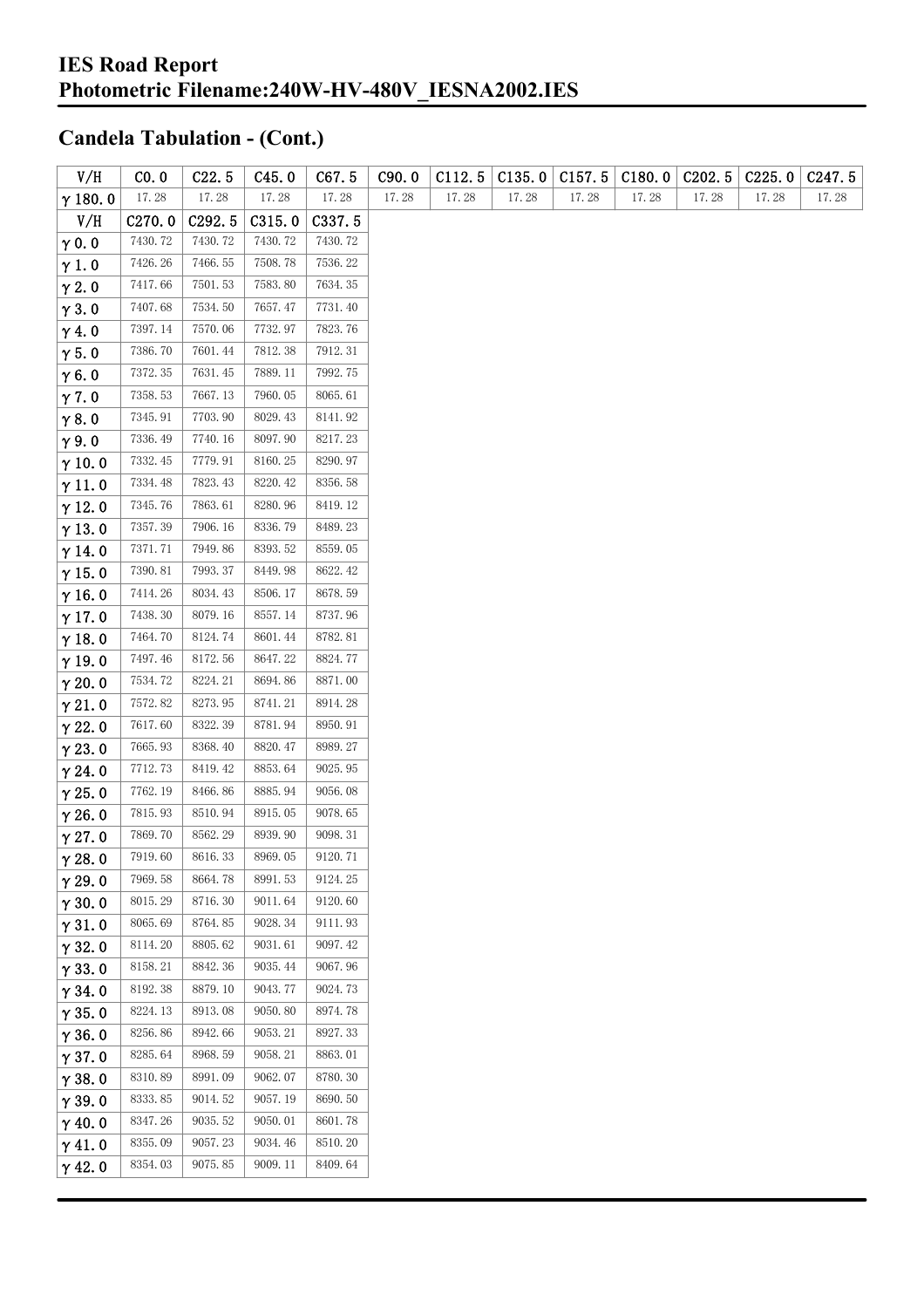# IES Road Report
# Photometric Filename:240W-HV-480V_IESNA2002.IES

## Candela Tabulation - (Cont.)

| V/H | C0.0 | C22.5 | C45.0 | C67.5 | C90.0 | C112.5 | C135.0 | C157.5 | C180.0 | C202.5 | C225.0 | C247.5 |
|---|---|---|---|---|---|---|---|---|---|---|---|---|
| γ 180.0 | 17.28 | 17.28 | 17.28 | 17.28 | 17.28 | 17.28 | 17.28 | 17.28 | 17.28 | 17.28 | 17.28 | 17.28 |

| V/H | C270.0 | C292.5 | C315.0 | C337.5 |
|---|---|---|---|---|
| γ 0.0 | 7430.72 | 7430.72 | 7430.72 | 7430.72 |
| γ 1.0 | 7426.26 | 7466.55 | 7508.78 | 7536.22 |
| γ 2.0 | 7417.66 | 7501.53 | 7583.80 | 7634.35 |
| γ 3.0 | 7407.68 | 7534.50 | 7657.47 | 7731.40 |
| γ 4.0 | 7397.14 | 7570.06 | 7732.97 | 7823.76 |
| γ 5.0 | 7386.70 | 7601.44 | 7812.38 | 7912.31 |
| γ 6.0 | 7372.35 | 7631.45 | 7889.11 | 7992.75 |
| γ 7.0 | 7358.53 | 7667.13 | 7960.05 | 8065.61 |
| γ 8.0 | 7345.91 | 7703.90 | 8029.43 | 8141.92 |
| γ 9.0 | 7336.49 | 7740.16 | 8097.90 | 8217.23 |
| γ 10.0 | 7332.45 | 7779.91 | 8160.25 | 8290.97 |
| γ 11.0 | 7334.48 | 7823.43 | 8220.42 | 8356.58 |
| γ 12.0 | 7345.76 | 7863.61 | 8280.96 | 8419.12 |
| γ 13.0 | 7357.39 | 7906.16 | 8336.79 | 8489.23 |
| γ 14.0 | 7371.71 | 7949.86 | 8393.52 | 8559.05 |
| γ 15.0 | 7390.81 | 7993.37 | 8449.98 | 8622.42 |
| γ 16.0 | 7414.26 | 8034.43 | 8506.17 | 8678.59 |
| γ 17.0 | 7438.30 | 8079.16 | 8557.14 | 8737.96 |
| γ 18.0 | 7464.70 | 8124.74 | 8601.44 | 8782.81 |
| γ 19.0 | 7497.46 | 8172.56 | 8647.22 | 8824.77 |
| γ 20.0 | 7534.72 | 8224.21 | 8694.86 | 8871.00 |
| γ 21.0 | 7572.82 | 8273.95 | 8741.21 | 8914.28 |
| γ 22.0 | 7617.60 | 8322.39 | 8781.94 | 8950.91 |
| γ 23.0 | 7665.93 | 8368.40 | 8820.47 | 8989.27 |
| γ 24.0 | 7712.73 | 8419.42 | 8853.64 | 9025.95 |
| γ 25.0 | 7762.19 | 8466.86 | 8885.94 | 9056.08 |
| γ 26.0 | 7815.93 | 8510.94 | 8915.05 | 9078.65 |
| γ 27.0 | 7869.70 | 8562.29 | 8939.90 | 9098.31 |
| γ 28.0 | 7919.60 | 8616.33 | 8969.05 | 9120.71 |
| γ 29.0 | 7969.58 | 8664.78 | 8991.53 | 9124.25 |
| γ 30.0 | 8015.29 | 8716.30 | 9011.64 | 9120.60 |
| γ 31.0 | 8065.69 | 8764.85 | 9028.34 | 9111.93 |
| γ 32.0 | 8114.20 | 8805.62 | 9031.61 | 9097.42 |
| γ 33.0 | 8158.21 | 8842.36 | 9035.44 | 9067.96 |
| γ 34.0 | 8192.38 | 8879.10 | 9043.77 | 9024.73 |
| γ 35.0 | 8224.13 | 8913.08 | 9050.80 | 8974.78 |
| γ 36.0 | 8256.86 | 8942.66 | 9053.21 | 8927.33 |
| γ 37.0 | 8285.64 | 8968.59 | 9058.21 | 8863.01 |
| γ 38.0 | 8310.89 | 8991.09 | 9062.07 | 8780.30 |
| γ 39.0 | 8333.85 | 9014.52 | 9057.19 | 8690.50 |
| γ 40.0 | 8347.26 | 9035.52 | 9050.01 | 8601.78 |
| γ 41.0 | 8355.09 | 9057.23 | 9034.46 | 8510.20 |
| γ 42.0 | 8354.03 | 9075.85 | 9009.11 | 8409.64 |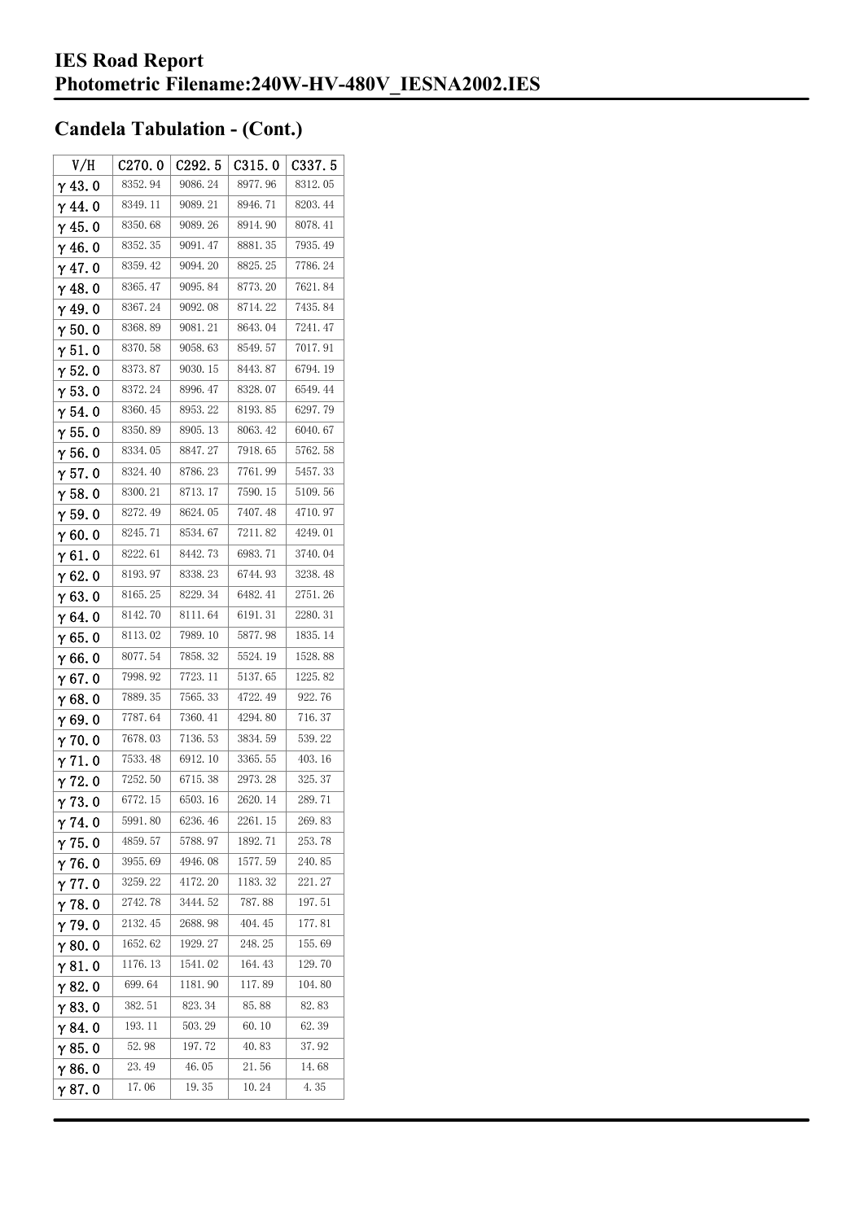# IES Road Report
# Photometric Filename:240W-HV-480V_IESNA2002.IES

## Candela Tabulation - (Cont.)

| V/H | C270.0 | C292.5 | C315.0 | C337.5 |
|---|---|---|---|---|
| γ 43.0 | 8352.94 | 9086.24 | 8977.96 | 8312.05 |
| γ 44.0 | 8349.11 | 9089.21 | 8946.71 | 8203.44 |
| γ 45.0 | 8350.68 | 9089.26 | 8914.90 | 8078.41 |
| γ 46.0 | 8352.35 | 9091.47 | 8881.35 | 7935.49 |
| γ 47.0 | 8359.42 | 9094.20 | 8825.25 | 7786.24 |
| γ 48.0 | 8365.47 | 9095.84 | 8773.20 | 7621.84 |
| γ 49.0 | 8367.24 | 9092.08 | 8714.22 | 7435.84 |
| γ 50.0 | 8368.89 | 9081.21 | 8643.04 | 7241.47 |
| γ 51.0 | 8370.58 | 9058.63 | 8549.57 | 7017.91 |
| γ 52.0 | 8373.87 | 9030.15 | 8443.87 | 6794.19 |
| γ 53.0 | 8372.24 | 8996.47 | 8328.07 | 6549.44 |
| γ 54.0 | 8360.45 | 8953.22 | 8193.85 | 6297.79 |
| γ 55.0 | 8350.89 | 8905.13 | 8063.42 | 6040.67 |
| γ 56.0 | 8334.05 | 8847.27 | 7918.65 | 5762.58 |
| γ 57.0 | 8324.40 | 8786.23 | 7761.99 | 5457.33 |
| γ 58.0 | 8300.21 | 8713.17 | 7590.15 | 5109.56 |
| γ 59.0 | 8272.49 | 8624.05 | 7407.48 | 4710.97 |
| γ 60.0 | 8245.71 | 8534.67 | 7211.82 | 4249.01 |
| γ 61.0 | 8222.61 | 8442.73 | 6983.71 | 3740.04 |
| γ 62.0 | 8193.97 | 8338.23 | 6744.93 | 3238.48 |
| γ 63.0 | 8165.25 | 8229.34 | 6482.41 | 2751.26 |
| γ 64.0 | 8142.70 | 8111.64 | 6191.31 | 2280.31 |
| γ 65.0 | 8113.02 | 7989.10 | 5877.98 | 1835.14 |
| γ 66.0 | 8077.54 | 7858.32 | 5524.19 | 1528.88 |
| γ 67.0 | 7998.92 | 7723.11 | 5137.65 | 1225.82 |
| γ 68.0 | 7889.35 | 7565.33 | 4722.49 | 922.76 |
| γ 69.0 | 7787.64 | 7360.41 | 4294.80 | 716.37 |
| γ 70.0 | 7678.03 | 7136.53 | 3834.59 | 539.22 |
| γ 71.0 | 7533.48 | 6912.10 | 3365.55 | 403.16 |
| γ 72.0 | 7252.50 | 6715.38 | 2973.28 | 325.37 |
| γ 73.0 | 6772.15 | 6503.16 | 2620.14 | 289.71 |
| γ 74.0 | 5991.80 | 6236.46 | 2261.15 | 269.83 |
| γ 75.0 | 4859.57 | 5788.97 | 1892.71 | 253.78 |
| γ 76.0 | 3955.69 | 4946.08 | 1577.59 | 240.85 |
| γ 77.0 | 3259.22 | 4172.20 | 1183.32 | 221.27 |
| γ 78.0 | 2742.78 | 3444.52 | 787.88 | 197.51 |
| γ 79.0 | 2132.45 | 2688.98 | 404.45 | 177.81 |
| γ 80.0 | 1652.62 | 1929.27 | 248.25 | 155.69 |
| γ 81.0 | 1176.13 | 1541.02 | 164.43 | 129.70 |
| γ 82.0 | 699.64 | 1181.90 | 117.89 | 104.80 |
| γ 83.0 | 382.51 | 823.34 | 85.88 | 82.83 |
| γ 84.0 | 193.11 | 503.29 | 60.10 | 62.39 |
| γ 85.0 | 52.98 | 197.72 | 40.83 | 37.92 |
| γ 86.0 | 23.49 | 46.05 | 21.56 | 14.68 |
| γ 87.0 | 17.06 | 19.35 | 10.24 | 4.35 |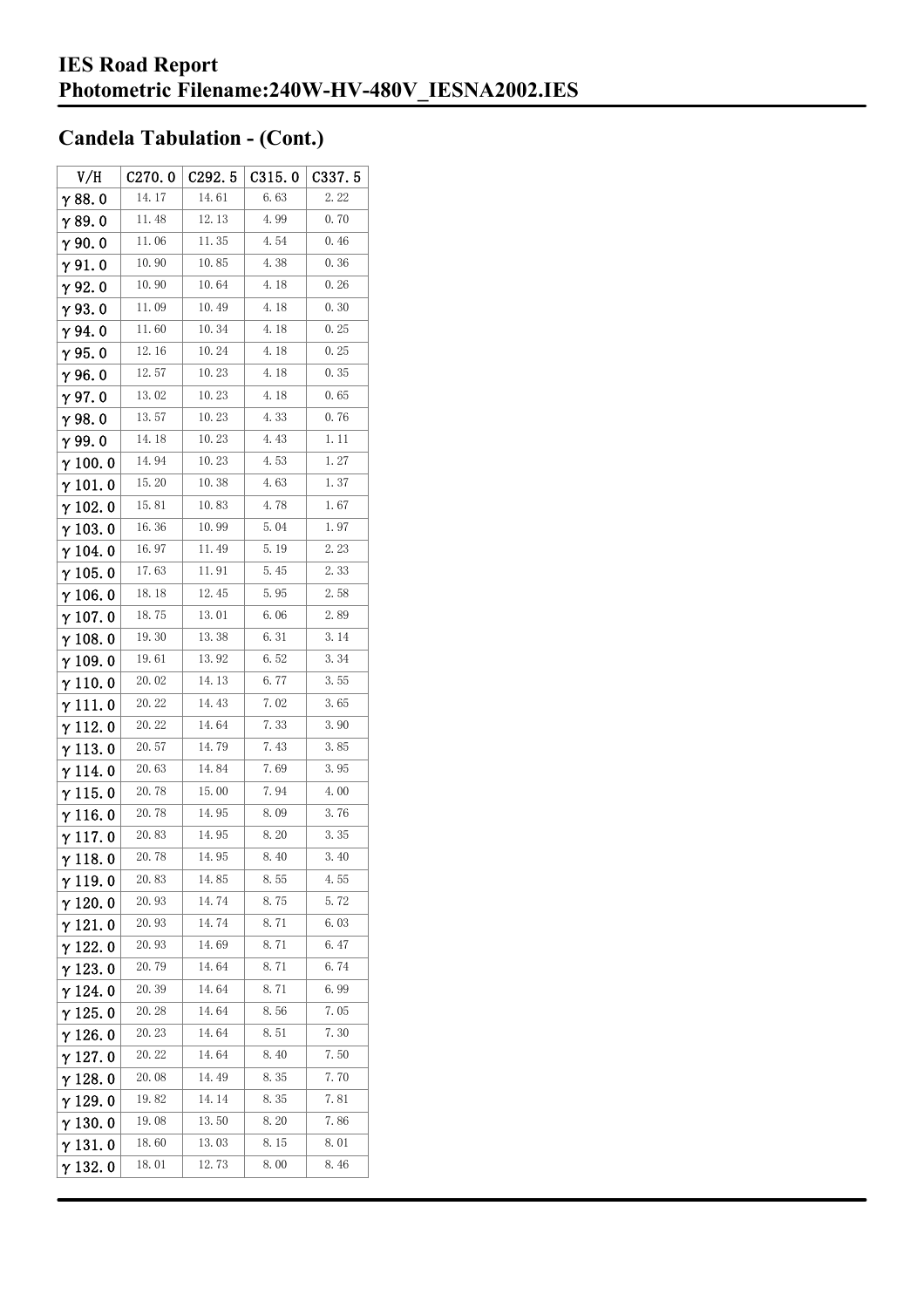# IES Road Report
## Photometric Filename:240W-HV-480V_IESNA2002.IES

## Candela Tabulation - (Cont.)

| V/H | C270.0 | C292.5 | C315.0 | C337.5 |
|---|---|---|---|---|
| γ 88.0 | 14.17 | 14.61 | 6.63 | 2.22 |
| γ 89.0 | 11.48 | 12.13 | 4.99 | 0.70 |
| γ 90.0 | 11.06 | 11.35 | 4.54 | 0.46 |
| γ 91.0 | 10.90 | 10.85 | 4.38 | 0.36 |
| γ 92.0 | 10.90 | 10.64 | 4.18 | 0.26 |
| γ 93.0 | 11.09 | 10.49 | 4.18 | 0.30 |
| γ 94.0 | 11.60 | 10.34 | 4.18 | 0.25 |
| γ 95.0 | 12.16 | 10.24 | 4.18 | 0.25 |
| γ 96.0 | 12.57 | 10.23 | 4.18 | 0.35 |
| γ 97.0 | 13.02 | 10.23 | 4.18 | 0.65 |
| γ 98.0 | 13.57 | 10.23 | 4.33 | 0.76 |
| γ 99.0 | 14.18 | 10.23 | 4.43 | 1.11 |
| γ 100.0 | 14.94 | 10.23 | 4.53 | 1.27 |
| γ 101.0 | 15.20 | 10.38 | 4.63 | 1.37 |
| γ 102.0 | 15.81 | 10.83 | 4.78 | 1.67 |
| γ 103.0 | 16.36 | 10.99 | 5.04 | 1.97 |
| γ 104.0 | 16.97 | 11.49 | 5.19 | 2.23 |
| γ 105.0 | 17.63 | 11.91 | 5.45 | 2.33 |
| γ 106.0 | 18.18 | 12.45 | 5.95 | 2.58 |
| γ 107.0 | 18.75 | 13.01 | 6.06 | 2.89 |
| γ 108.0 | 19.30 | 13.38 | 6.31 | 3.14 |
| γ 109.0 | 19.61 | 13.92 | 6.52 | 3.34 |
| γ 110.0 | 20.02 | 14.13 | 6.77 | 3.55 |
| γ 111.0 | 20.22 | 14.43 | 7.02 | 3.65 |
| γ 112.0 | 20.22 | 14.64 | 7.33 | 3.90 |
| γ 113.0 | 20.57 | 14.79 | 7.43 | 3.85 |
| γ 114.0 | 20.63 | 14.84 | 7.69 | 3.95 |
| γ 115.0 | 20.78 | 15.00 | 7.94 | 4.00 |
| γ 116.0 | 20.78 | 14.95 | 8.09 | 3.76 |
| γ 117.0 | 20.83 | 14.95 | 8.20 | 3.35 |
| γ 118.0 | 20.78 | 14.95 | 8.40 | 3.40 |
| γ 119.0 | 20.83 | 14.85 | 8.55 | 4.55 |
| γ 120.0 | 20.93 | 14.74 | 8.75 | 5.72 |
| γ 121.0 | 20.93 | 14.74 | 8.71 | 6.03 |
| γ 122.0 | 20.93 | 14.69 | 8.71 | 6.47 |
| γ 123.0 | 20.79 | 14.64 | 8.71 | 6.74 |
| γ 124.0 | 20.39 | 14.64 | 8.71 | 6.99 |
| γ 125.0 | 20.28 | 14.64 | 8.56 | 7.05 |
| γ 126.0 | 20.23 | 14.64 | 8.51 | 7.30 |
| γ 127.0 | 20.22 | 14.64 | 8.40 | 7.50 |
| γ 128.0 | 20.08 | 14.49 | 8.35 | 7.70 |
| γ 129.0 | 19.82 | 14.14 | 8.35 | 7.81 |
| γ 130.0 | 19.08 | 13.50 | 8.20 | 7.86 |
| γ 131.0 | 18.60 | 13.03 | 8.15 | 8.01 |
| γ 132.0 | 18.01 | 12.73 | 8.00 | 8.46 |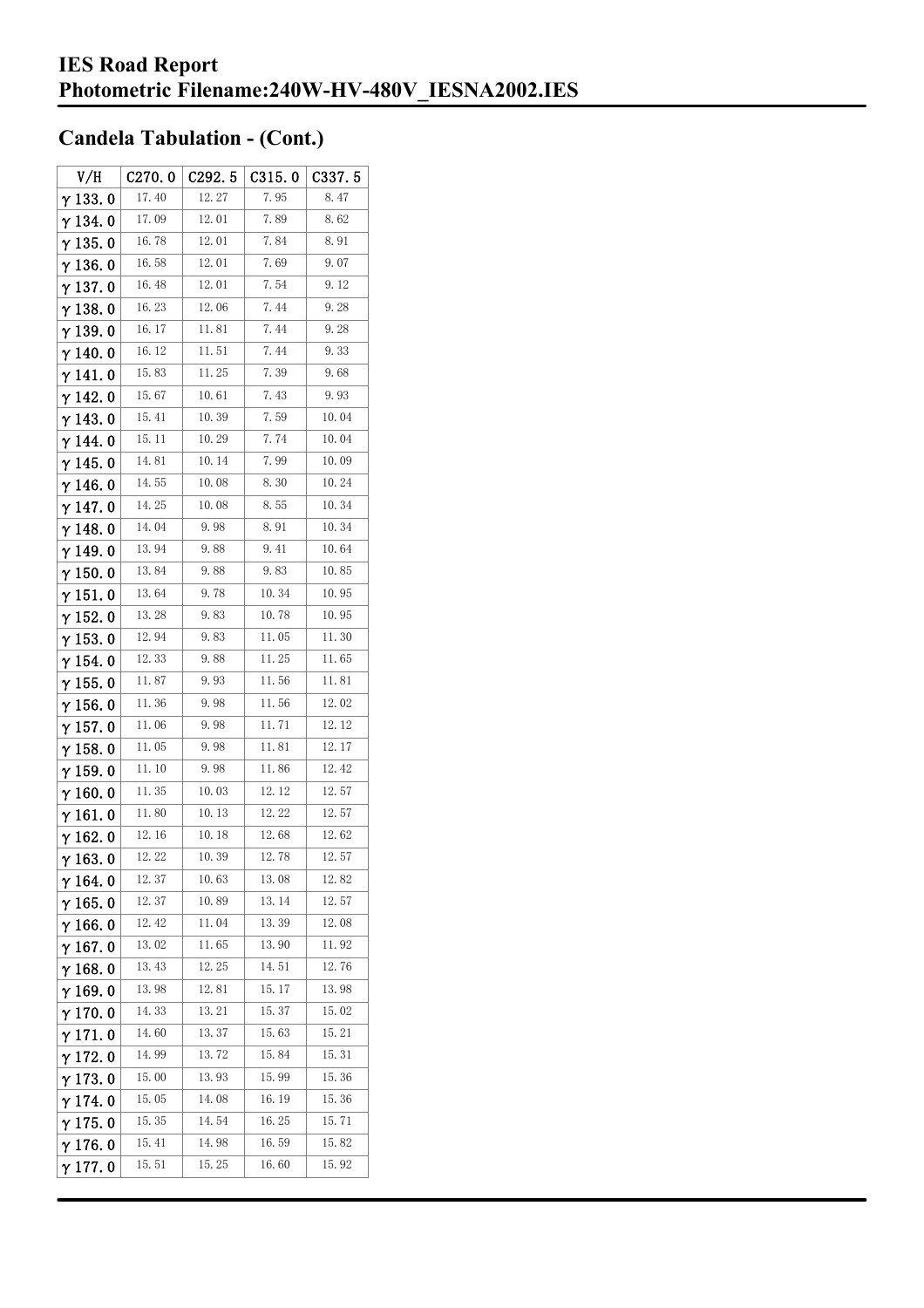# IES Road Report
# Photometric Filename:240W-HV-480V_IESNA2002.IES

## Candela Tabulation - (Cont.)

| V/H | C270.0 | C292.5 | C315.0 | C337.5 |
|---|---|---|---|---|
| γ 133.0 | 17.40 | 12.27 | 7.95 | 8.47 |
| γ 134.0 | 17.09 | 12.01 | 7.89 | 8.62 |
| γ 135.0 | 16.78 | 12.01 | 7.84 | 8.91 |
| γ 136.0 | 16.58 | 12.01 | 7.69 | 9.07 |
| γ 137.0 | 16.48 | 12.01 | 7.54 | 9.12 |
| γ 138.0 | 16.23 | 12.06 | 7.44 | 9.28 |
| γ 139.0 | 16.17 | 11.81 | 7.44 | 9.28 |
| γ 140.0 | 16.12 | 11.51 | 7.44 | 9.33 |
| γ 141.0 | 15.83 | 11.25 | 7.39 | 9.68 |
| γ 142.0 | 15.67 | 10.61 | 7.43 | 9.93 |
| γ 143.0 | 15.41 | 10.39 | 7.59 | 10.04 |
| γ 144.0 | 15.11 | 10.29 | 7.74 | 10.04 |
| γ 145.0 | 14.81 | 10.14 | 7.99 | 10.09 |
| γ 146.0 | 14.55 | 10.08 | 8.30 | 10.24 |
| γ 147.0 | 14.25 | 10.08 | 8.55 | 10.34 |
| γ 148.0 | 14.04 | 9.98 | 8.91 | 10.34 |
| γ 149.0 | 13.94 | 9.88 | 9.41 | 10.64 |
| γ 150.0 | 13.84 | 9.88 | 9.83 | 10.85 |
| γ 151.0 | 13.64 | 9.78 | 10.34 | 10.95 |
| γ 152.0 | 13.28 | 9.83 | 10.78 | 10.95 |
| γ 153.0 | 12.94 | 9.83 | 11.05 | 11.30 |
| γ 154.0 | 12.33 | 9.88 | 11.25 | 11.65 |
| γ 155.0 | 11.87 | 9.93 | 11.56 | 11.81 |
| γ 156.0 | 11.36 | 9.98 | 11.56 | 12.02 |
| γ 157.0 | 11.06 | 9.98 | 11.71 | 12.12 |
| γ 158.0 | 11.05 | 9.98 | 11.81 | 12.17 |
| γ 159.0 | 11.10 | 9.98 | 11.86 | 12.42 |
| γ 160.0 | 11.35 | 10.03 | 12.12 | 12.57 |
| γ 161.0 | 11.80 | 10.13 | 12.22 | 12.57 |
| γ 162.0 | 12.16 | 10.18 | 12.68 | 12.62 |
| γ 163.0 | 12.22 | 10.39 | 12.78 | 12.57 |
| γ 164.0 | 12.37 | 10.63 | 13.08 | 12.82 |
| γ 165.0 | 12.37 | 10.89 | 13.14 | 12.57 |
| γ 166.0 | 12.42 | 11.04 | 13.39 | 12.08 |
| γ 167.0 | 13.02 | 11.65 | 13.90 | 11.92 |
| γ 168.0 | 13.43 | 12.25 | 14.51 | 12.76 |
| γ 169.0 | 13.98 | 12.81 | 15.17 | 13.98 |
| γ 170.0 | 14.33 | 13.21 | 15.37 | 15.02 |
| γ 171.0 | 14.60 | 13.37 | 15.63 | 15.21 |
| γ 172.0 | 14.99 | 13.72 | 15.84 | 15.31 |
| γ 173.0 | 15.00 | 13.93 | 15.99 | 15.36 |
| γ 174.0 | 15.05 | 14.08 | 16.19 | 15.36 |
| γ 175.0 | 15.35 | 14.54 | 16.25 | 15.71 |
| γ 176.0 | 15.41 | 14.98 | 16.59 | 15.82 |
| γ 177.0 | 15.51 | 15.25 | 16.60 | 15.92 |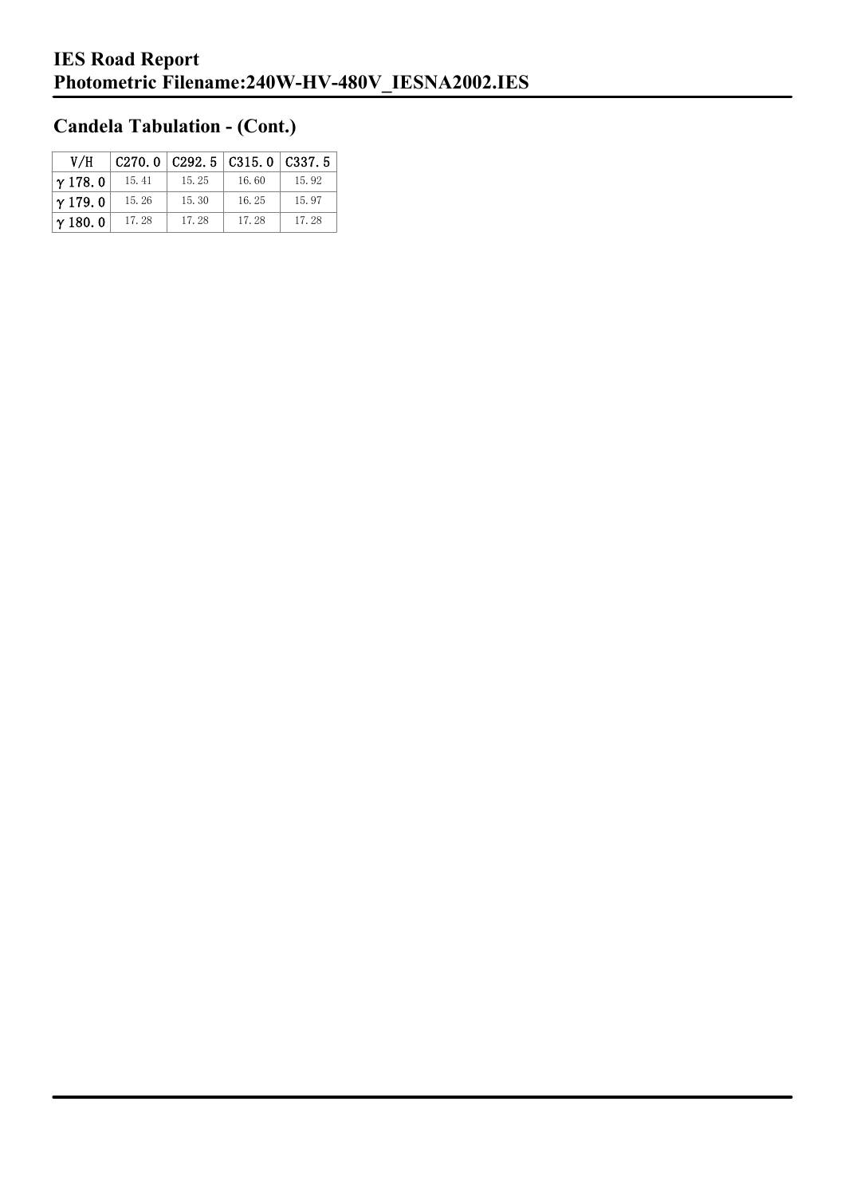## Candela Tabulation - (Cont.)

| V/H | C270.0 | C292.5 | C315.0 | C337.5 |
|---|---|---|---|---|
| γ 178.0 | 15.41 | 15.25 | 16.60 | 15.92 |
| γ 179.0 | 15.26 | 15.30 | 16.25 | 15.97 |
| γ 180.0 | 17.28 | 17.28 | 17.28 | 17.28 |